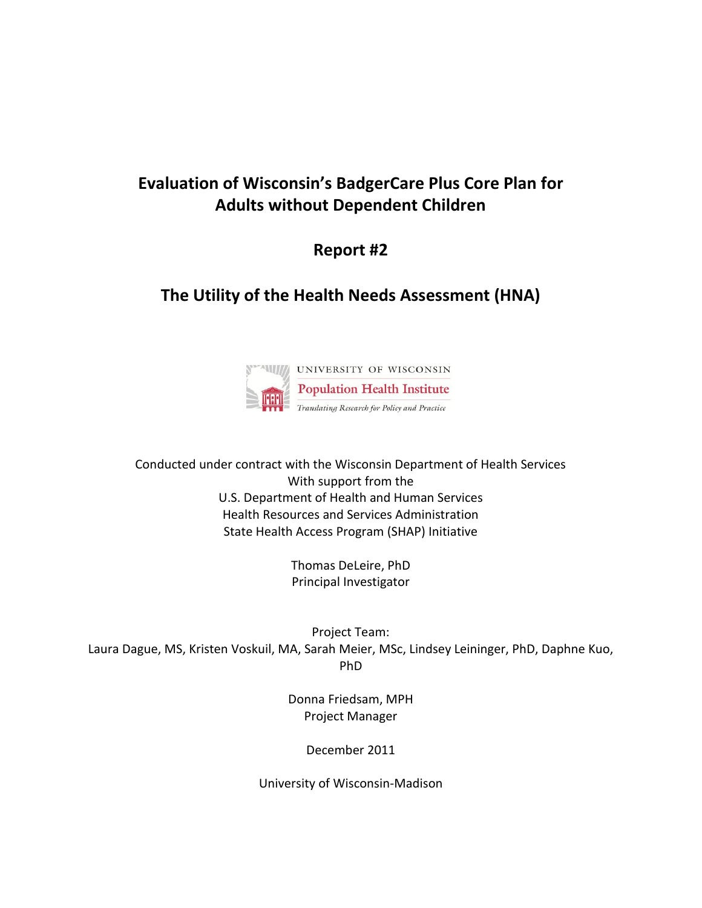# Evaluation of Wisconsin's BadgerCare Plus Core Plan for Adults without Dependent Children

## Report #2

## The Utility of the Health Needs Assessment (HNA)

UNIVERSITY OF WISCONSIN
Population Health Institute
*Translating Research for Policy and Practice*

Conducted under contract with the Wisconsin Department of Health Services
With support from the
U.S. Department of Health and Human Services
Health Resources and Services Administration
State Health Access Program (SHAP) Initiative

Thomas DeLeire, PhD
Principal Investigator

Project Team:
Laura Dague, MS, Kristen Voskuil, MA, Sarah Meier, MSc, Lindsey Leininger, PhD, Daphne Kuo, PhD

Donna Friedsam, MPH
Project Manager

December 2011

University of Wisconsin-Madison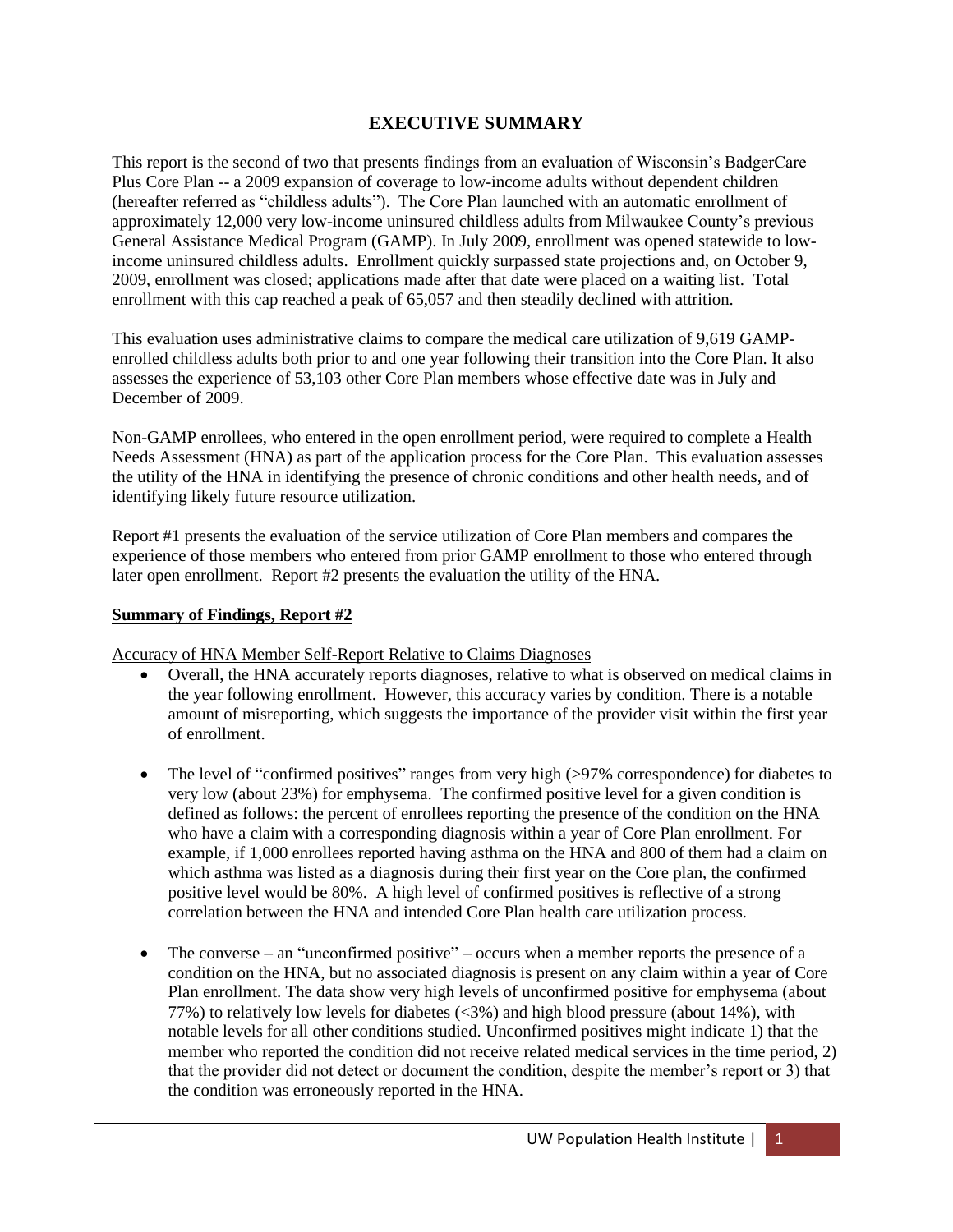# EXECUTIVE SUMMARY

This report is the second of two that presents findings from an evaluation of Wisconsin's BadgerCare Plus Core Plan -- a 2009 expansion of coverage to low-income adults without dependent children (hereafter referred as "childless adults"). The Core Plan launched with an automatic enrollment of approximately 12,000 very low-income uninsured childless adults from Milwaukee County's previous General Assistance Medical Program (GAMP). In July 2009, enrollment was opened statewide to low-income uninsured childless adults. Enrollment quickly surpassed state projections and, on October 9, 2009, enrollment was closed; applications made after that date were placed on a waiting list. Total enrollment with this cap reached a peak of 65,057 and then steadily declined with attrition.

This evaluation uses administrative claims to compare the medical care utilization of 9,619 GAMP-enrolled childless adults both prior to and one year following their transition into the Core Plan. It also assesses the experience of 53,103 other Core Plan members whose effective date was in July and December of 2009.

Non-GAMP enrollees, who entered in the open enrollment period, were required to complete a Health Needs Assessment (HNA) as part of the application process for the Core Plan. This evaluation assesses the utility of the HNA in identifying the presence of chronic conditions and other health needs, and of identifying likely future resource utilization.

Report #1 presents the evaluation of the service utilization of Core Plan members and compares the experience of those members who entered from prior GAMP enrollment to those who entered through later open enrollment. Report #2 presents the evaluation the utility of the HNA.

**Summary of Findings, Report #2**

Accuracy of HNA Member Self-Report Relative to Claims Diagnoses

- Overall, the HNA accurately reports diagnoses, relative to what is observed on medical claims in the year following enrollment. However, this accuracy varies by condition. There is a notable amount of misreporting, which suggests the importance of the provider visit within the first year of enrollment.

- The level of "confirmed positives" ranges from very high (>97% correspondence) for diabetes to very low (about 23%) for emphysema. The confirmed positive level for a given condition is defined as follows: the percent of enrollees reporting the presence of the condition on the HNA who have a claim with a corresponding diagnosis within a year of Core Plan enrollment. For example, if 1,000 enrollees reported having asthma on the HNA and 800 of them had a claim on which asthma was listed as a diagnosis during their first year on the Core plan, the confirmed positive level would be 80%. A high level of confirmed positives is reflective of a strong correlation between the HNA and intended Core Plan health care utilization process.

- The converse – an "unconfirmed positive" – occurs when a member reports the presence of a condition on the HNA, but no associated diagnosis is present on any claim within a year of Core Plan enrollment. The data show very high levels of unconfirmed positive for emphysema (about 77%) to relatively low levels for diabetes (<3%) and high blood pressure (about 14%), with notable levels for all other conditions studied. Unconfirmed positives might indicate 1) that the member who reported the condition did not receive related medical services in the time period, 2) that the provider did not detect or document the condition, despite the member's report or 3) that the condition was erroneously reported in the HNA.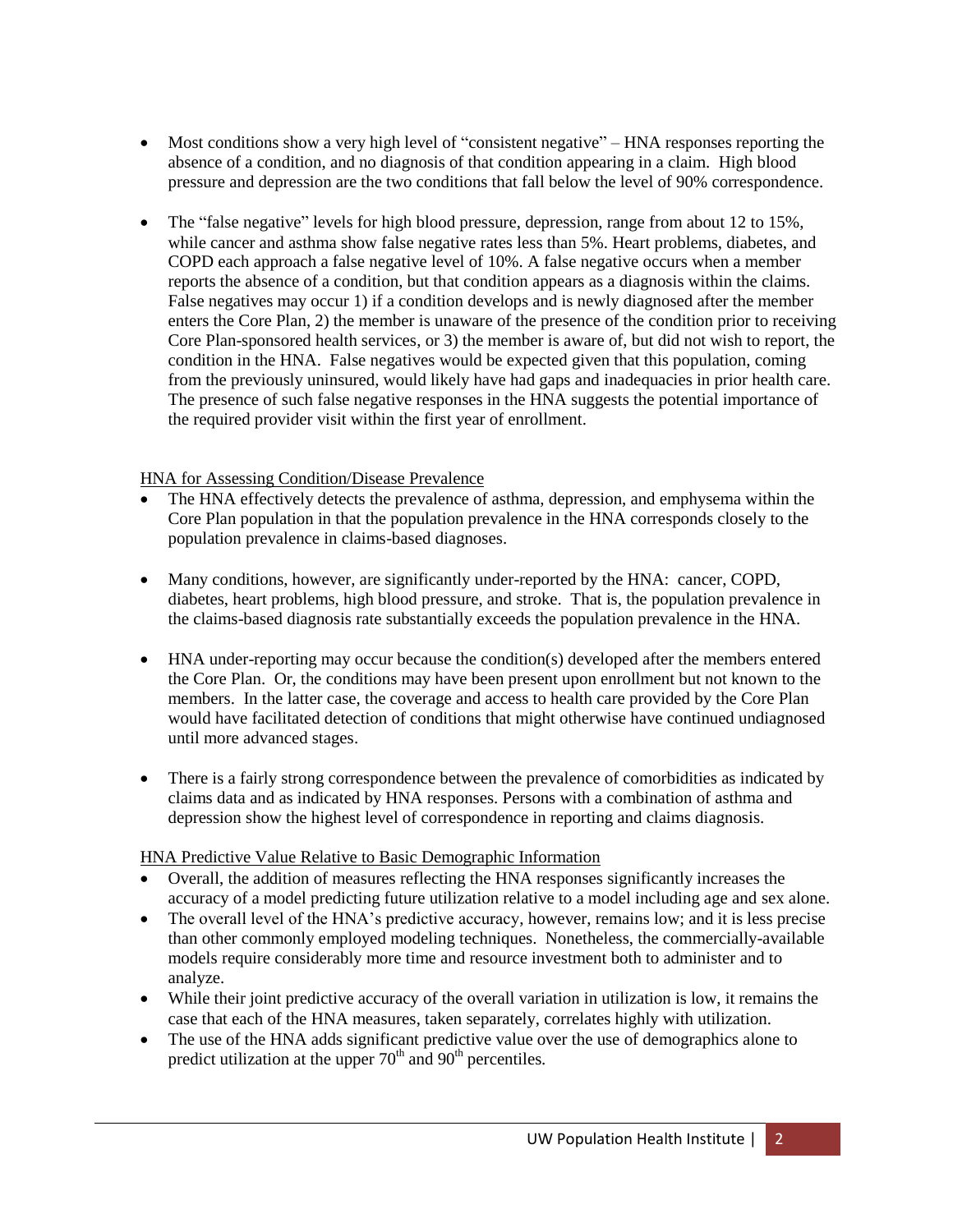- Most conditions show a very high level of "consistent negative" – HNA responses reporting the absence of a condition, and no diagnosis of that condition appearing in a claim. High blood pressure and depression are the two conditions that fall below the level of 90% correspondence.

- The "false negative" levels for high blood pressure, depression, range from about 12 to 15%, while cancer and asthma show false negative rates less than 5%. Heart problems, diabetes, and COPD each approach a false negative level of 10%. A false negative occurs when a member reports the absence of a condition, but that condition appears as a diagnosis within the claims. False negatives may occur 1) if a condition develops and is newly diagnosed after the member enters the Core Plan, 2) the member is unaware of the presence of the condition prior to receiving Core Plan-sponsored health services, or 3) the member is aware of, but did not wish to report, the condition in the HNA. False negatives would be expected given that this population, coming from the previously uninsured, would likely have had gaps and inadequacies in prior health care. The presence of such false negative responses in the HNA suggests the potential importance of the required provider visit within the first year of enrollment.

HNA for Assessing Condition/Disease Prevalence

- The HNA effectively detects the prevalence of asthma, depression, and emphysema within the Core Plan population in that the population prevalence in the HNA corresponds closely to the population prevalence in claims-based diagnoses.

- Many conditions, however, are significantly under-reported by the HNA: cancer, COPD, diabetes, heart problems, high blood pressure, and stroke. That is, the population prevalence in the claims-based diagnosis rate substantially exceeds the population prevalence in the HNA.

- HNA under-reporting may occur because the condition(s) developed after the members entered the Core Plan. Or, the conditions may have been present upon enrollment but not known to the members. In the latter case, the coverage and access to health care provided by the Core Plan would have facilitated detection of conditions that might otherwise have continued undiagnosed until more advanced stages.

- There is a fairly strong correspondence between the prevalence of comorbidities as indicated by claims data and as indicated by HNA responses. Persons with a combination of asthma and depression show the highest level of correspondence in reporting and claims diagnosis.

HNA Predictive Value Relative to Basic Demographic Information

- Overall, the addition of measures reflecting the HNA responses significantly increases the accuracy of a model predicting future utilization relative to a model including age and sex alone.
- The overall level of the HNA's predictive accuracy, however, remains low; and it is less precise than other commonly employed modeling techniques. Nonetheless, the commercially-available models require considerably more time and resource investment both to administer and to analyze.
- While their joint predictive accuracy of the overall variation in utilization is low, it remains the case that each of the HNA measures, taken separately, correlates highly with utilization.
- The use of the HNA adds significant predictive value over the use of demographics alone to predict utilization at the upper 70th and 90th percentiles.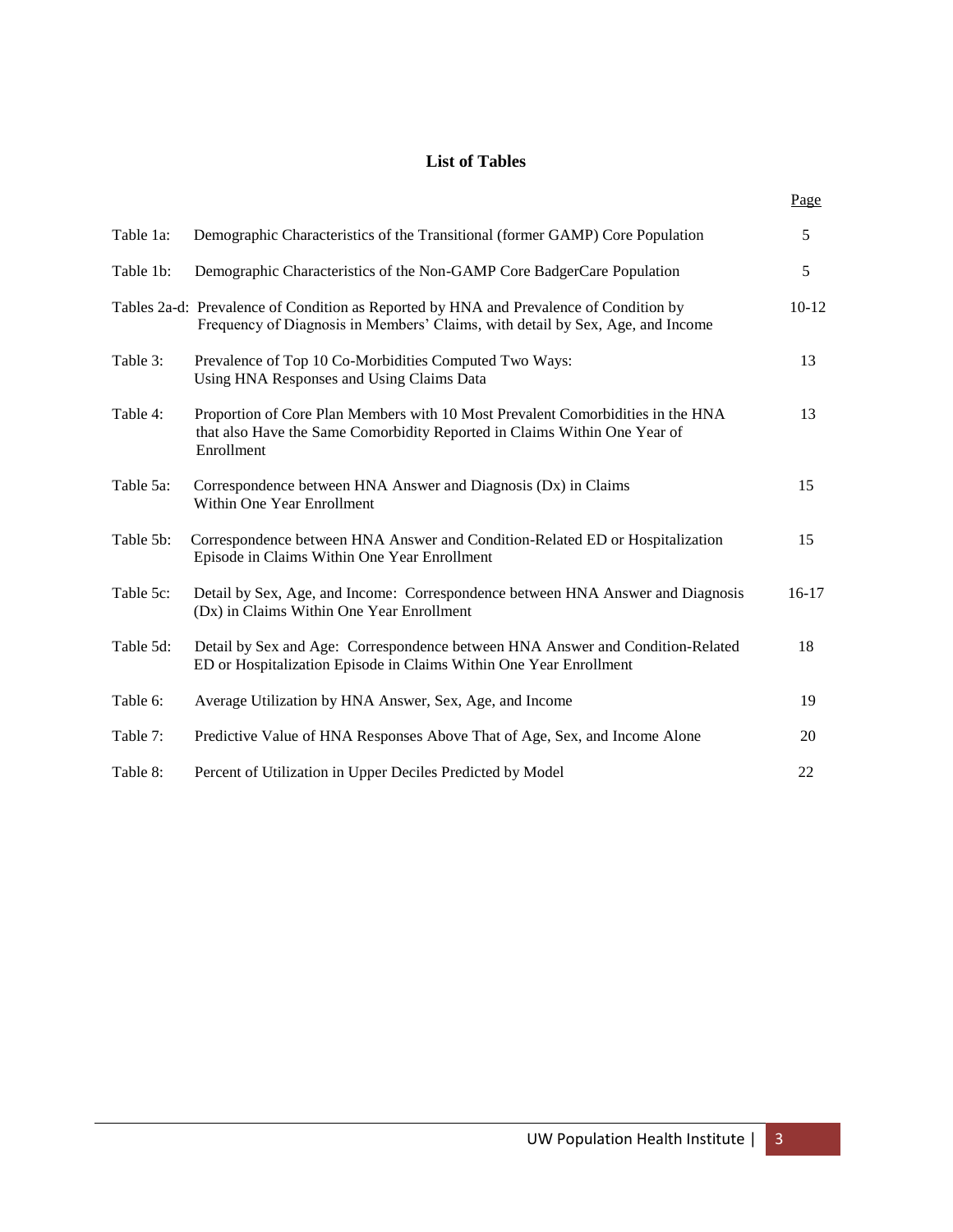# List of Tables

| | | Page |
|---|---|---|
| Table 1a: | Demographic Characteristics of the Transitional (former GAMP) Core Population | 5 |
| Table 1b: | Demographic Characteristics of the Non-GAMP Core BadgerCare Population | 5 |
| Tables 2a-d: | Prevalence of Condition as Reported by HNA and Prevalence of Condition by Frequency of Diagnosis in Members' Claims, with detail by Sex, Age, and Income | 10-12 |
| Table 3: | Prevalence of Top 10 Co-Morbidities Computed Two Ways: Using HNA Responses and Using Claims Data | 13 |
| Table 4: | Proportion of Core Plan Members with 10 Most Prevalent Comorbidities in the HNA that also Have the Same Comorbidity Reported in Claims Within One Year of Enrollment | 13 |
| Table 5a: | Correspondence between HNA Answer and Diagnosis (Dx) in Claims Within One Year Enrollment | 15 |
| Table 5b: | Correspondence between HNA Answer and Condition-Related ED or Hospitalization Episode in Claims Within One Year Enrollment | 15 |
| Table 5c: | Detail by Sex, Age, and Income: Correspondence between HNA Answer and Diagnosis (Dx) in Claims Within One Year Enrollment | 16-17 |
| Table 5d: | Detail by Sex and Age: Correspondence between HNA Answer and Condition-Related ED or Hospitalization Episode in Claims Within One Year Enrollment | 18 |
| Table 6: | Average Utilization by HNA Answer, Sex, Age, and Income | 19 |
| Table 7: | Predictive Value of HNA Responses Above That of Age, Sex, and Income Alone | 20 |
| Table 8: | Percent of Utilization in Upper Deciles Predicted by Model | 22 |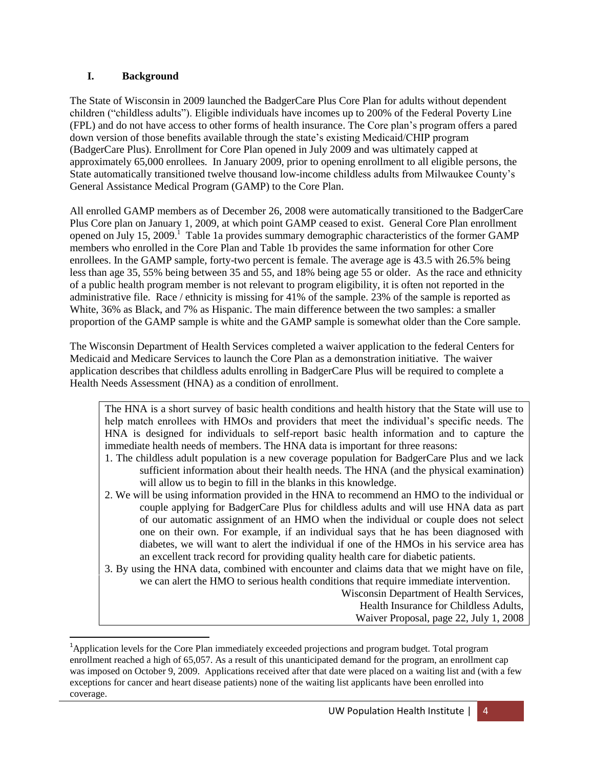## I. Background

The State of Wisconsin in 2009 launched the BadgerCare Plus Core Plan for adults without dependent children ("childless adults"). Eligible individuals have incomes up to 200% of the Federal Poverty Line (FPL) and do not have access to other forms of health insurance. The Core plan's program offers a pared down version of those benefits available through the state's existing Medicaid/CHIP program (BadgerCare Plus). Enrollment for Core Plan opened in July 2009 and was ultimately capped at approximately 65,000 enrollees. In January 2009, prior to opening enrollment to all eligible persons, the State automatically transitioned twelve thousand low-income childless adults from Milwaukee County's General Assistance Medical Program (GAMP) to the Core Plan.

All enrolled GAMP members as of December 26, 2008 were automatically transitioned to the BadgerCare Plus Core plan on January 1, 2009, at which point GAMP ceased to exist. General Core Plan enrollment opened on July 15, 2009.[1] Table 1a provides summary demographic characteristics of the former GAMP members who enrolled in the Core Plan and Table 1b provides the same information for other Core enrollees. In the GAMP sample, forty-two percent is female. The average age is 43.5 with 26.5% being less than age 35, 55% being between 35 and 55, and 18% being age 55 or older. As the race and ethnicity of a public health program member is not relevant to program eligibility, it is often not reported in the administrative file. Race / ethnicity is missing for 41% of the sample. 23% of the sample is reported as White, 36% as Black, and 7% as Hispanic. The main difference between the two samples: a smaller proportion of the GAMP sample is white and the GAMP sample is somewhat older than the Core sample.

The Wisconsin Department of Health Services completed a waiver application to the federal Centers for Medicaid and Medicare Services to launch the Core Plan as a demonstration initiative. The waiver application describes that childless adults enrolling in BadgerCare Plus will be required to complete a Health Needs Assessment (HNA) as a condition of enrollment.

> The HNA is a short survey of basic health conditions and health history that the State will use to help match enrollees with HMOs and providers that meet the individual's specific needs. The HNA is designed for individuals to self-report basic health information and to capture the immediate health needs of members. The HNA data is important for three reasons:
>
> 1. The childless adult population is a new coverage population for BadgerCare Plus and we lack sufficient information about their health needs. The HNA (and the physical examination) will allow us to begin to fill in the blanks in this knowledge.
> 2. We will be using information provided in the HNA to recommend an HMO to the individual or couple applying for BadgerCare Plus for childless adults and will use HNA data as part of our automatic assignment of an HMO when the individual or couple does not select one on their own. For example, if an individual says that he has been diagnosed with diabetes, we will want to alert the individual if one of the HMOs in his service area has an excellent track record for providing quality health care for diabetic patients.
> 3. By using the HNA data, combined with encounter and claims data that we might have on file, we can alert the HMO to serious health conditions that require immediate intervention.
>
> Wisconsin Department of Health Services,
> Health Insurance for Childless Adults,
> Waiver Proposal, page 22, July 1, 2008

[1] Application levels for the Core Plan immediately exceeded projections and program budget. Total program enrollment reached a high of 65,057. As a result of this unanticipated demand for the program, an enrollment cap was imposed on October 9, 2009. Applications received after that date were placed on a waiting list and (with a few exceptions for cancer and heart disease patients) none of the waiting list applicants have been enrolled into coverage.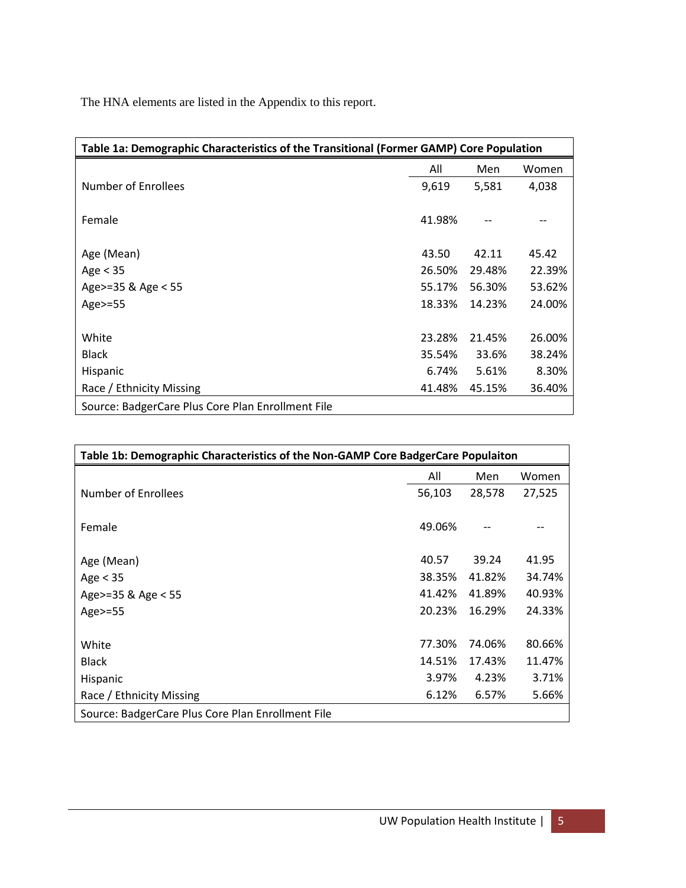The HNA elements are listed in the Appendix to this report.

| Table 1a: Demographic Characteristics of the Transitional (Former GAMP) Core Population | | | |
|---|---|---|---|
| | All | Men | Women |
| Number of Enrollees | 9,619 | 5,581 | 4,038 |
| Female | 41.98% | -- | -- |
| Age (Mean) | 43.50 | 42.11 | 45.42 |
| Age < 35 | 26.50% | 29.48% | 22.39% |
| Age>=35 & Age < 55 | 55.17% | 56.30% | 53.62% |
| Age>=55 | 18.33% | 14.23% | 24.00% |
| White | 23.28% | 21.45% | 26.00% |
| Black | 35.54% | 33.6% | 38.24% |
| Hispanic | 6.74% | 5.61% | 8.30% |
| Race / Ethnicity Missing | 41.48% | 45.15% | 36.40% |
| Source: BadgerCare Plus Core Plan Enrollment File | | | |

| Table 1b: Demographic Characteristics of the Non-GAMP Core BadgerCare Populaiton | | | |
|---|---|---|---|
| | All | Men | Women |
| Number of Enrollees | 56,103 | 28,578 | 27,525 |
| Female | 49.06% | -- | -- |
| Age (Mean) | 40.57 | 39.24 | 41.95 |
| Age < 35 | 38.35% | 41.82% | 34.74% |
| Age>=35 & Age < 55 | 41.42% | 41.89% | 40.93% |
| Age>=55 | 20.23% | 16.29% | 24.33% |
| White | 77.30% | 74.06% | 80.66% |
| Black | 14.51% | 17.43% | 11.47% |
| Hispanic | 3.97% | 4.23% | 3.71% |
| Race / Ethnicity Missing | 6.12% | 6.57% | 5.66% |
| Source: BadgerCare Plus Core Plan Enrollment File | | | |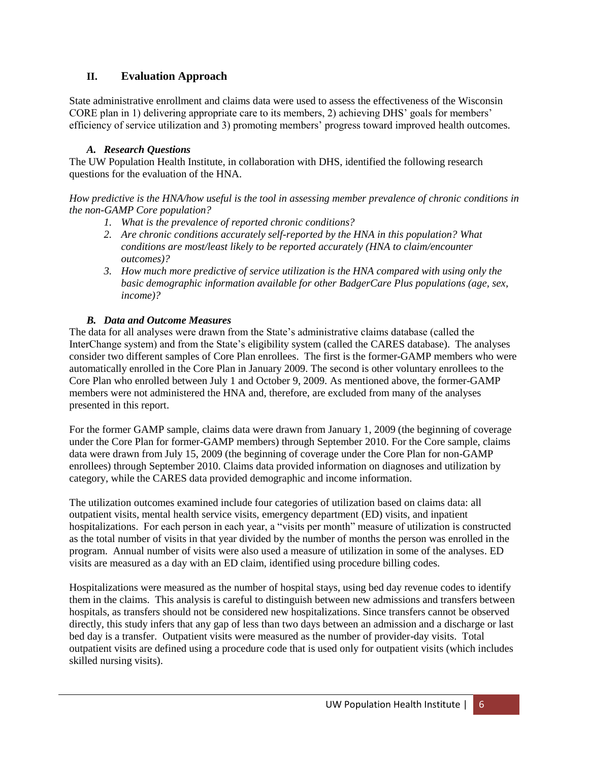## II. Evaluation Approach

State administrative enrollment and claims data were used to assess the effectiveness of the Wisconsin CORE plan in 1) delivering appropriate care to its members, 2) achieving DHS' goals for members' efficiency of service utilization and 3) promoting members' progress toward improved health outcomes.

### *A. Research Questions*

The UW Population Health Institute, in collaboration with DHS, identified the following research questions for the evaluation of the HNA.

*How predictive is the HNA/how useful is the tool in assessing member prevalence of chronic conditions in the non-GAMP Core population?*

1. *What is the prevalence of reported chronic conditions?*
2. *Are chronic conditions accurately self-reported by the HNA in this population? What conditions are most/least likely to be reported accurately (HNA to claim/encounter outcomes)?*
3. *How much more predictive of service utilization is the HNA compared with using only the basic demographic information available for other BadgerCare Plus populations (age, sex, income)?*

### *B. Data and Outcome Measures*

The data for all analyses were drawn from the State's administrative claims database (called the InterChange system) and from the State's eligibility system (called the CARES database). The analyses consider two different samples of Core Plan enrollees. The first is the former-GAMP members who were automatically enrolled in the Core Plan in January 2009. The second is other voluntary enrollees to the Core Plan who enrolled between July 1 and October 9, 2009. As mentioned above, the former-GAMP members were not administered the HNA and, therefore, are excluded from many of the analyses presented in this report.

For the former GAMP sample, claims data were drawn from January 1, 2009 (the beginning of coverage under the Core Plan for former-GAMP members) through September 2010. For the Core sample, claims data were drawn from July 15, 2009 (the beginning of coverage under the Core Plan for non-GAMP enrollees) through September 2010. Claims data provided information on diagnoses and utilization by category, while the CARES data provided demographic and income information.

The utilization outcomes examined include four categories of utilization based on claims data: all outpatient visits, mental health service visits, emergency department (ED) visits, and inpatient hospitalizations. For each person in each year, a "visits per month" measure of utilization is constructed as the total number of visits in that year divided by the number of months the person was enrolled in the program. Annual number of visits were also used a measure of utilization in some of the analyses. ED visits are measured as a day with an ED claim, identified using procedure billing codes.

Hospitalizations were measured as the number of hospital stays, using bed day revenue codes to identify them in the claims. This analysis is careful to distinguish between new admissions and transfers between hospitals, as transfers should not be considered new hospitalizations. Since transfers cannot be observed directly, this study infers that any gap of less than two days between an admission and a discharge or last bed day is a transfer. Outpatient visits were measured as the number of provider-day visits. Total outpatient visits are defined using a procedure code that is used only for outpatient visits (which includes skilled nursing visits).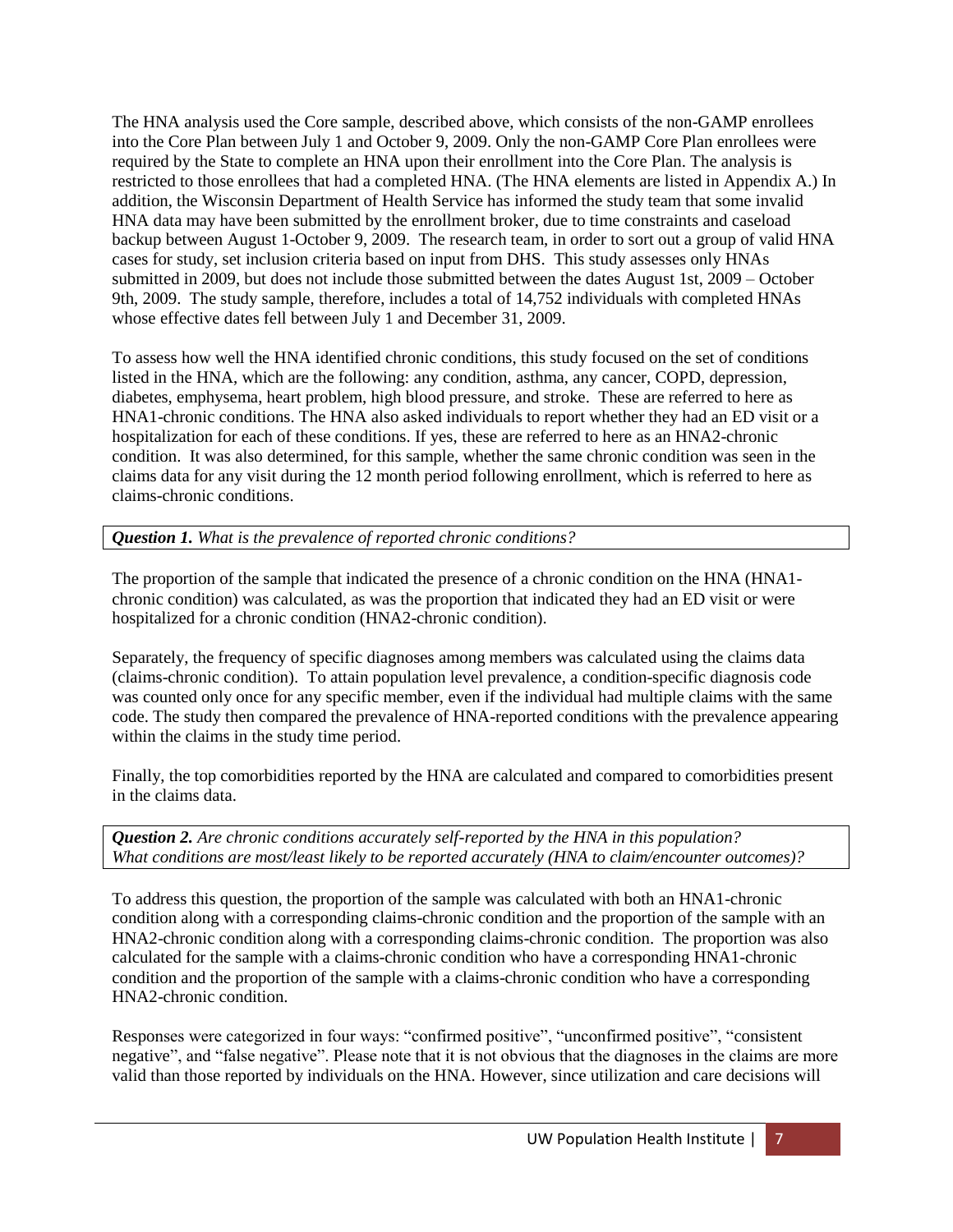The HNA analysis used the Core sample, described above, which consists of the non-GAMP enrollees into the Core Plan between July 1 and October 9, 2009. Only the non-GAMP Core Plan enrollees were required by the State to complete an HNA upon their enrollment into the Core Plan. The analysis is restricted to those enrollees that had a completed HNA. (The HNA elements are listed in Appendix A.) In addition, the Wisconsin Department of Health Service has informed the study team that some invalid HNA data may have been submitted by the enrollment broker, due to time constraints and caseload backup between August 1-October 9, 2009. The research team, in order to sort out a group of valid HNA cases for study, set inclusion criteria based on input from DHS. This study assesses only HNAs submitted in 2009, but does not include those submitted between the dates August 1st, 2009 – October 9th, 2009. The study sample, therefore, includes a total of 14,752 individuals with completed HNAs whose effective dates fell between July 1 and December 31, 2009.

To assess how well the HNA identified chronic conditions, this study focused on the set of conditions listed in the HNA, which are the following: any condition, asthma, any cancer, COPD, depression, diabetes, emphysema, heart problem, high blood pressure, and stroke. These are referred to here as HNA1-chronic conditions. The HNA also asked individuals to report whether they had an ED visit or a hospitalization for each of these conditions. If yes, these are referred to here as an HNA2-chronic condition. It was also determined, for this sample, whether the same chronic condition was seen in the claims data for any visit during the 12 month period following enrollment, which is referred to here as claims-chronic conditions.

***Question 1.*** *What is the prevalence of reported chronic conditions?*

The proportion of the sample that indicated the presence of a chronic condition on the HNA (HNA1-chronic condition) was calculated, as was the proportion that indicated they had an ED visit or were hospitalized for a chronic condition (HNA2-chronic condition).

Separately, the frequency of specific diagnoses among members was calculated using the claims data (claims-chronic condition). To attain population level prevalence, a condition-specific diagnosis code was counted only once for any specific member, even if the individual had multiple claims with the same code. The study then compared the prevalence of HNA-reported conditions with the prevalence appearing within the claims in the study time period.

Finally, the top comorbidities reported by the HNA are calculated and compared to comorbidities present in the claims data.

***Question 2.*** *Are chronic conditions accurately self-reported by the HNA in this population? What conditions are most/least likely to be reported accurately (HNA to claim/encounter outcomes)?*

To address this question, the proportion of the sample was calculated with both an HNA1-chronic condition along with a corresponding claims-chronic condition and the proportion of the sample with an HNA2-chronic condition along with a corresponding claims-chronic condition. The proportion was also calculated for the sample with a claims-chronic condition who have a corresponding HNA1-chronic condition and the proportion of the sample with a claims-chronic condition who have a corresponding HNA2-chronic condition.

Responses were categorized in four ways: "confirmed positive", "unconfirmed positive", "consistent negative", and "false negative". Please note that it is not obvious that the diagnoses in the claims are more valid than those reported by individuals on the HNA. However, since utilization and care decisions will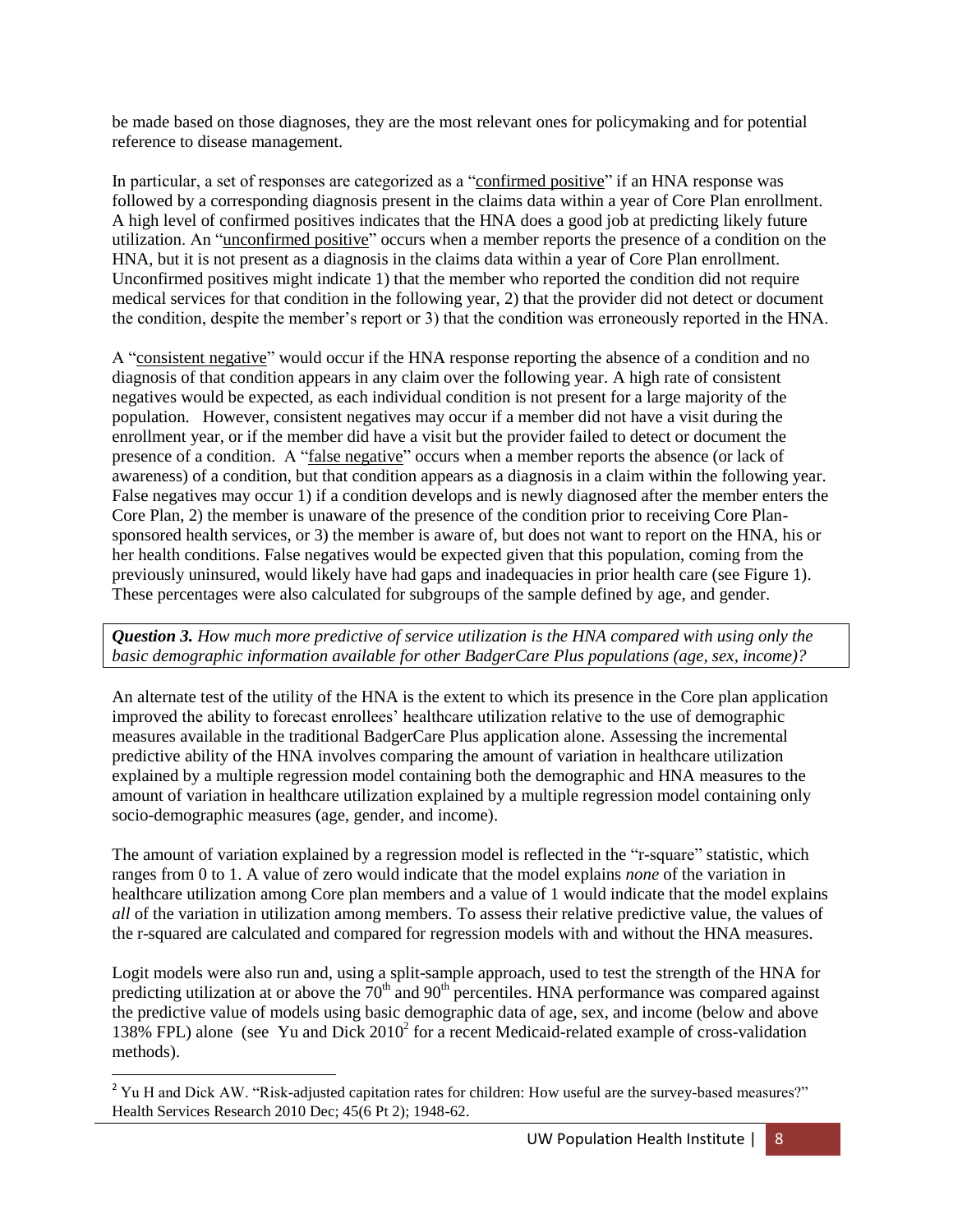be made based on those diagnoses, they are the most relevant ones for policymaking and for potential reference to disease management.

In particular, a set of responses are categorized as a "confirmed positive" if an HNA response was followed by a corresponding diagnosis present in the claims data within a year of Core Plan enrollment. A high level of confirmed positives indicates that the HNA does a good job at predicting likely future utilization. An "unconfirmed positive" occurs when a member reports the presence of a condition on the HNA, but it is not present as a diagnosis in the claims data within a year of Core Plan enrollment. Unconfirmed positives might indicate 1) that the member who reported the condition did not require medical services for that condition in the following year, 2) that the provider did not detect or document the condition, despite the member's report or 3) that the condition was erroneously reported in the HNA.

A "consistent negative" would occur if the HNA response reporting the absence of a condition and no diagnosis of that condition appears in any claim over the following year. A high rate of consistent negatives would be expected, as each individual condition is not present for a large majority of the population. However, consistent negatives may occur if a member did not have a visit during the enrollment year, or if the member did have a visit but the provider failed to detect or document the presence of a condition. A "false negative" occurs when a member reports the absence (or lack of awareness) of a condition, but that condition appears as a diagnosis in a claim within the following year. False negatives may occur 1) if a condition develops and is newly diagnosed after the member enters the Core Plan, 2) the member is unaware of the presence of the condition prior to receiving Core Plan-sponsored health services, or 3) the member is aware of, but does not want to report on the HNA, his or her health conditions. False negatives would be expected given that this population, coming from the previously uninsured, would likely have had gaps and inadequacies in prior health care (see Figure 1). These percentages were also calculated for subgroups of the sample defined by age, and gender.

***Question 3.*** *How much more predictive of service utilization is the HNA compared with using only the basic demographic information available for other BadgerCare Plus populations (age, sex, income)?*

An alternate test of the utility of the HNA is the extent to which its presence in the Core plan application improved the ability to forecast enrollees' healthcare utilization relative to the use of demographic measures available in the traditional BadgerCare Plus application alone. Assessing the incremental predictive ability of the HNA involves comparing the amount of variation in healthcare utilization explained by a multiple regression model containing both the demographic and HNA measures to the amount of variation in healthcare utilization explained by a multiple regression model containing only socio-demographic measures (age, gender, and income).

The amount of variation explained by a regression model is reflected in the "r-square" statistic, which ranges from 0 to 1. A value of zero would indicate that the model explains *none* of the variation in healthcare utilization among Core plan members and a value of 1 would indicate that the model explains *all* of the variation in utilization among members. To assess their relative predictive value, the values of the r-squared are calculated and compared for regression models with and without the HNA measures.

Logit models were also run and, using a split-sample approach, used to test the strength of the HNA for predicting utilization at or above the 70th and 90th percentiles. HNA performance was compared against the predictive value of models using basic demographic data of age, sex, and income (below and above 138% FPL) alone (see Yu and Dick 2010[2] for a recent Medicaid-related example of cross-validation methods).

[2] Yu H and Dick AW. "Risk-adjusted capitation rates for children: How useful are the survey-based measures?" Health Services Research 2010 Dec; 45(6 Pt 2); 1948-62.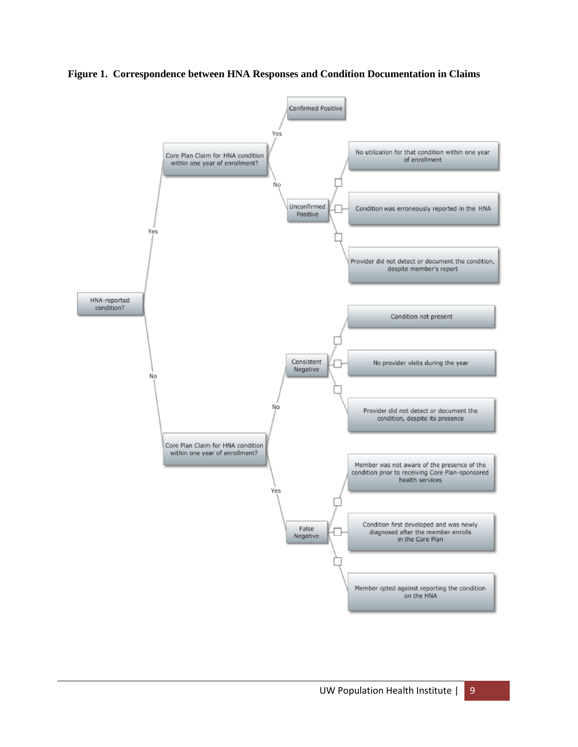**Figure 1. Correspondence between HNA Responses and Condition Documentation in Claims**

- HNA-reported condition?
  - Yes → Core Plan Claim for HNA condition within one year of enrollment?
    - Yes → Confirmed Positive
    - No → Unconfirmed Positive
      - ☐ No utilization for that condition within one year of enrollment
      - ☐ Condition was erroneously reported in the HNA
      - ☐ Provider did not detect or document the condition, despite member's report
  - No → Core Plan Claim for HNA condition within one year of enrollment?
    - No → Consistent Negative
      - ☐ Condition not present
      - ☐ No provider visits during the year
      - ☐ Provider did not detect or document the condition, despite its presence
    - Yes → False Negative
      - ☐ Member was not aware of the presence of the condition prior to receiving Core Plan-sponsored health services
      - ☐ Condition first developed and was newly diagnosed after the member enrolls in the Core Plan
      - ☐ Member opted against reporting the condition on the HNA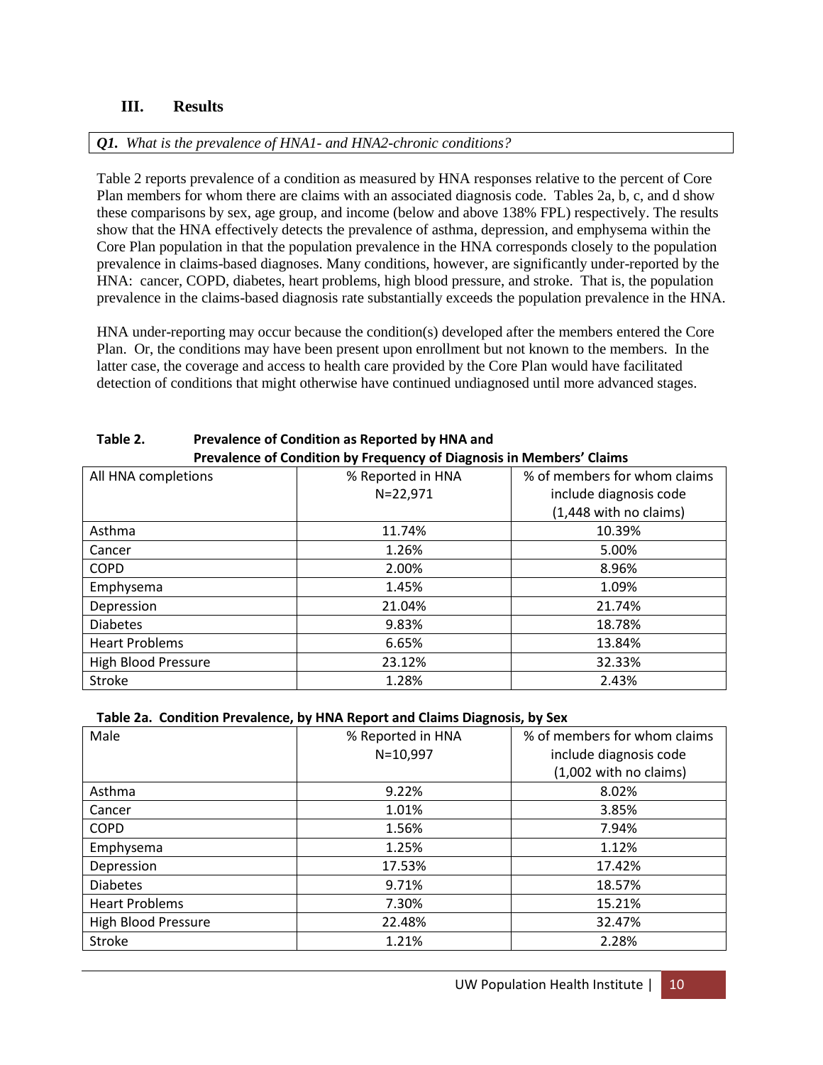## III. Results

*Q1. What is the prevalence of HNA1- and HNA2-chronic conditions?*

Table 2 reports prevalence of a condition as measured by HNA responses relative to the percent of Core Plan members for whom there are claims with an associated diagnosis code. Tables 2a, b, c, and d show these comparisons by sex, age group, and income (below and above 138% FPL) respectively. The results show that the HNA effectively detects the prevalence of asthma, depression, and emphysema within the Core Plan population in that the population prevalence in the HNA corresponds closely to the population prevalence in claims-based diagnoses. Many conditions, however, are significantly under-reported by the HNA: cancer, COPD, diabetes, heart problems, high blood pressure, and stroke. That is, the population prevalence in the claims-based diagnosis rate substantially exceeds the population prevalence in the HNA.

HNA under-reporting may occur because the condition(s) developed after the members entered the Core Plan. Or, the conditions may have been present upon enrollment but not known to the members. In the latter case, the coverage and access to health care provided by the Core Plan would have facilitated detection of conditions that might otherwise have continued undiagnosed until more advanced stages.

**Table 2. Prevalence of Condition as Reported by HNA and Prevalence of Condition by Frequency of Diagnosis in Members' Claims**

| All HNA completions | % Reported in HNA N=22,971 | % of members for whom claims include diagnosis code (1,448 with no claims) |
|---|---|---|
| Asthma | 11.74% | 10.39% |
| Cancer | 1.26% | 5.00% |
| COPD | 2.00% | 8.96% |
| Emphysema | 1.45% | 1.09% |
| Depression | 21.04% | 21.74% |
| Diabetes | 9.83% | 18.78% |
| Heart Problems | 6.65% | 13.84% |
| High Blood Pressure | 23.12% | 32.33% |
| Stroke | 1.28% | 2.43% |

**Table 2a. Condition Prevalence, by HNA Report and Claims Diagnosis, by Sex**

| Male | % Reported in HNA N=10,997 | % of members for whom claims include diagnosis code (1,002 with no claims) |
|---|---|---|
| Asthma | 9.22% | 8.02% |
| Cancer | 1.01% | 3.85% |
| COPD | 1.56% | 7.94% |
| Emphysema | 1.25% | 1.12% |
| Depression | 17.53% | 17.42% |
| Diabetes | 9.71% | 18.57% |
| Heart Problems | 7.30% | 15.21% |
| High Blood Pressure | 22.48% | 32.47% |
| Stroke | 1.21% | 2.28% |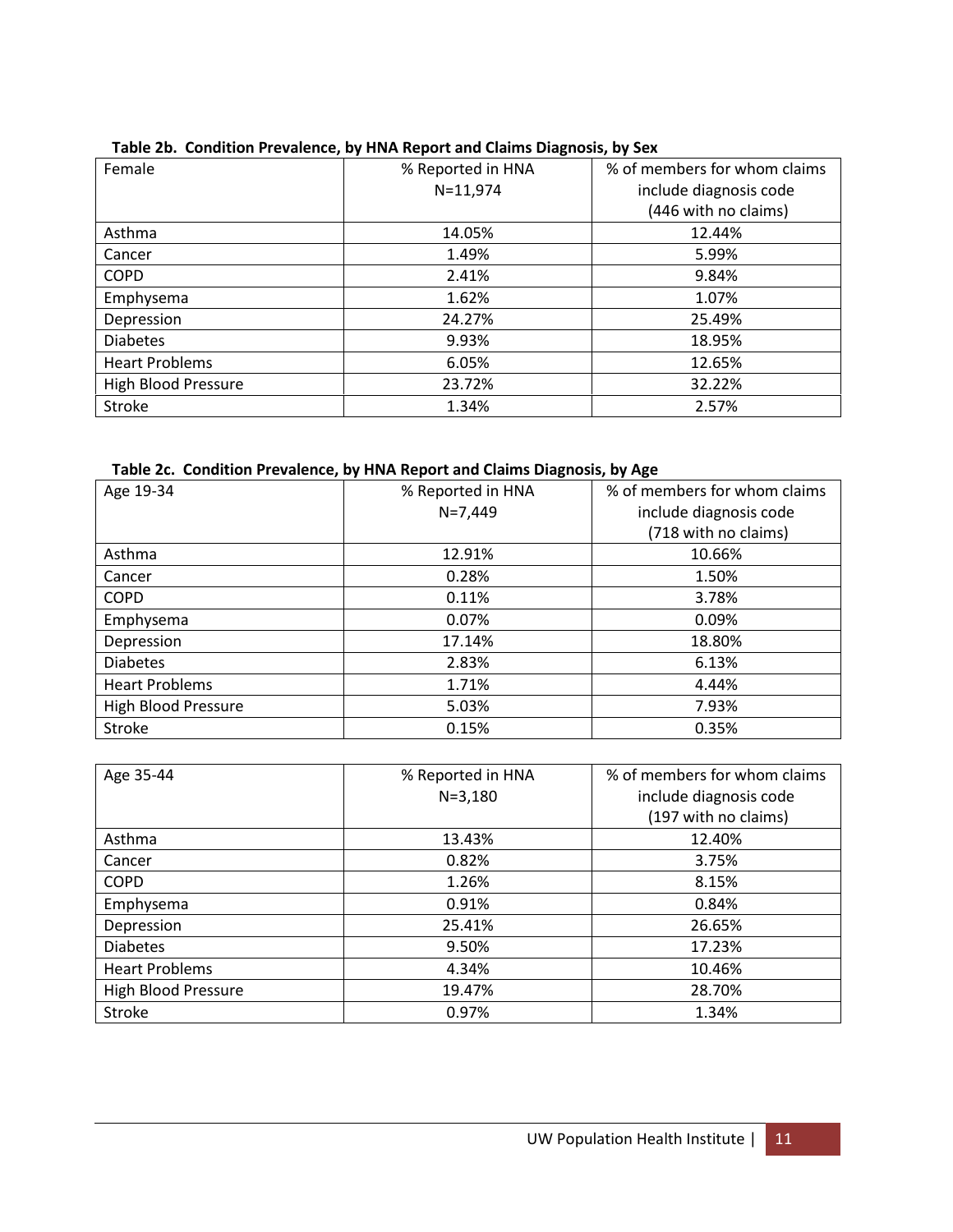**Table 2b. Condition Prevalence, by HNA Report and Claims Diagnosis, by Sex**

| Female | % Reported in HNA N=11,974 | % of members for whom claims include diagnosis code (446 with no claims) |
|---|---|---|
| Asthma | 14.05% | 12.44% |
| Cancer | 1.49% | 5.99% |
| COPD | 2.41% | 9.84% |
| Emphysema | 1.62% | 1.07% |
| Depression | 24.27% | 25.49% |
| Diabetes | 9.93% | 18.95% |
| Heart Problems | 6.05% | 12.65% |
| High Blood Pressure | 23.72% | 32.22% |
| Stroke | 1.34% | 2.57% |

**Table 2c. Condition Prevalence, by HNA Report and Claims Diagnosis, by Age**

| Age 19-34 | % Reported in HNA N=7,449 | % of members for whom claims include diagnosis code (718 with no claims) |
|---|---|---|
| Asthma | 12.91% | 10.66% |
| Cancer | 0.28% | 1.50% |
| COPD | 0.11% | 3.78% |
| Emphysema | 0.07% | 0.09% |
| Depression | 17.14% | 18.80% |
| Diabetes | 2.83% | 6.13% |
| Heart Problems | 1.71% | 4.44% |
| High Blood Pressure | 5.03% | 7.93% |
| Stroke | 0.15% | 0.35% |

| Age 35-44 | % Reported in HNA N=3,180 | % of members for whom claims include diagnosis code (197 with no claims) |
|---|---|---|
| Asthma | 13.43% | 12.40% |
| Cancer | 0.82% | 3.75% |
| COPD | 1.26% | 8.15% |
| Emphysema | 0.91% | 0.84% |
| Depression | 25.41% | 26.65% |
| Diabetes | 9.50% | 17.23% |
| Heart Problems | 4.34% | 10.46% |
| High Blood Pressure | 19.47% | 28.70% |
| Stroke | 0.97% | 1.34% |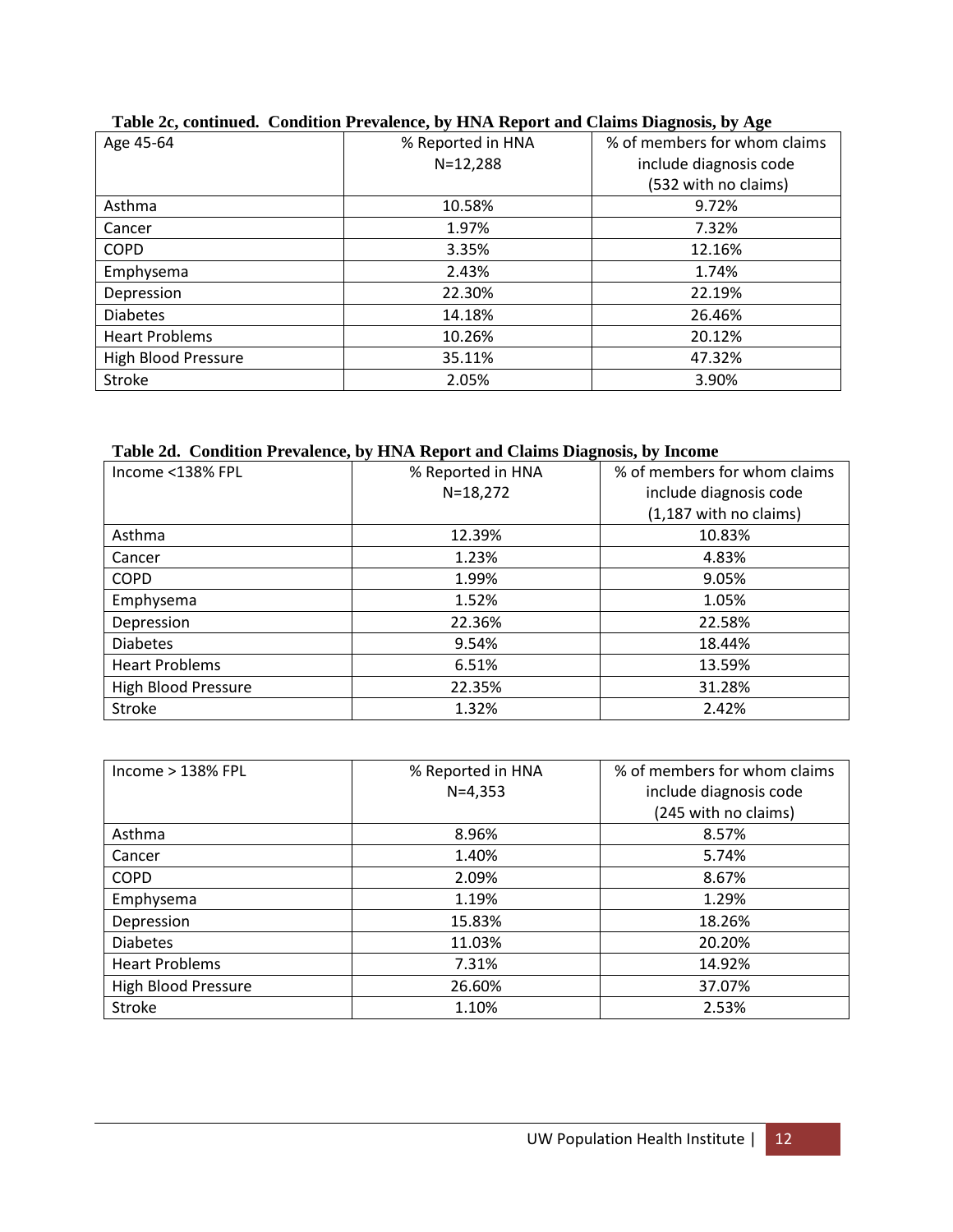**Table 2c, continued. Condition Prevalence, by HNA Report and Claims Diagnosis, by Age**

| Age 45-64 | % Reported in HNA N=12,288 | % of members for whom claims include diagnosis code (532 with no claims) |
|---|---|---|
| Asthma | 10.58% | 9.72% |
| Cancer | 1.97% | 7.32% |
| COPD | 3.35% | 12.16% |
| Emphysema | 2.43% | 1.74% |
| Depression | 22.30% | 22.19% |
| Diabetes | 14.18% | 26.46% |
| Heart Problems | 10.26% | 20.12% |
| High Blood Pressure | 35.11% | 47.32% |
| Stroke | 2.05% | 3.90% |

**Table 2d. Condition Prevalence, by HNA Report and Claims Diagnosis, by Income**

| Income <138% FPL | % Reported in HNA N=18,272 | % of members for whom claims include diagnosis code (1,187 with no claims) |
|---|---|---|
| Asthma | 12.39% | 10.83% |
| Cancer | 1.23% | 4.83% |
| COPD | 1.99% | 9.05% |
| Emphysema | 1.52% | 1.05% |
| Depression | 22.36% | 22.58% |
| Diabetes | 9.54% | 18.44% |
| Heart Problems | 6.51% | 13.59% |
| High Blood Pressure | 22.35% | 31.28% |
| Stroke | 1.32% | 2.42% |

| Income > 138% FPL | % Reported in HNA N=4,353 | % of members for whom claims include diagnosis code (245 with no claims) |
|---|---|---|
| Asthma | 8.96% | 8.57% |
| Cancer | 1.40% | 5.74% |
| COPD | 2.09% | 8.67% |
| Emphysema | 1.19% | 1.29% |
| Depression | 15.83% | 18.26% |
| Diabetes | 11.03% | 20.20% |
| Heart Problems | 7.31% | 14.92% |
| High Blood Pressure | 26.60% | 37.07% |
| Stroke | 1.10% | 2.53% |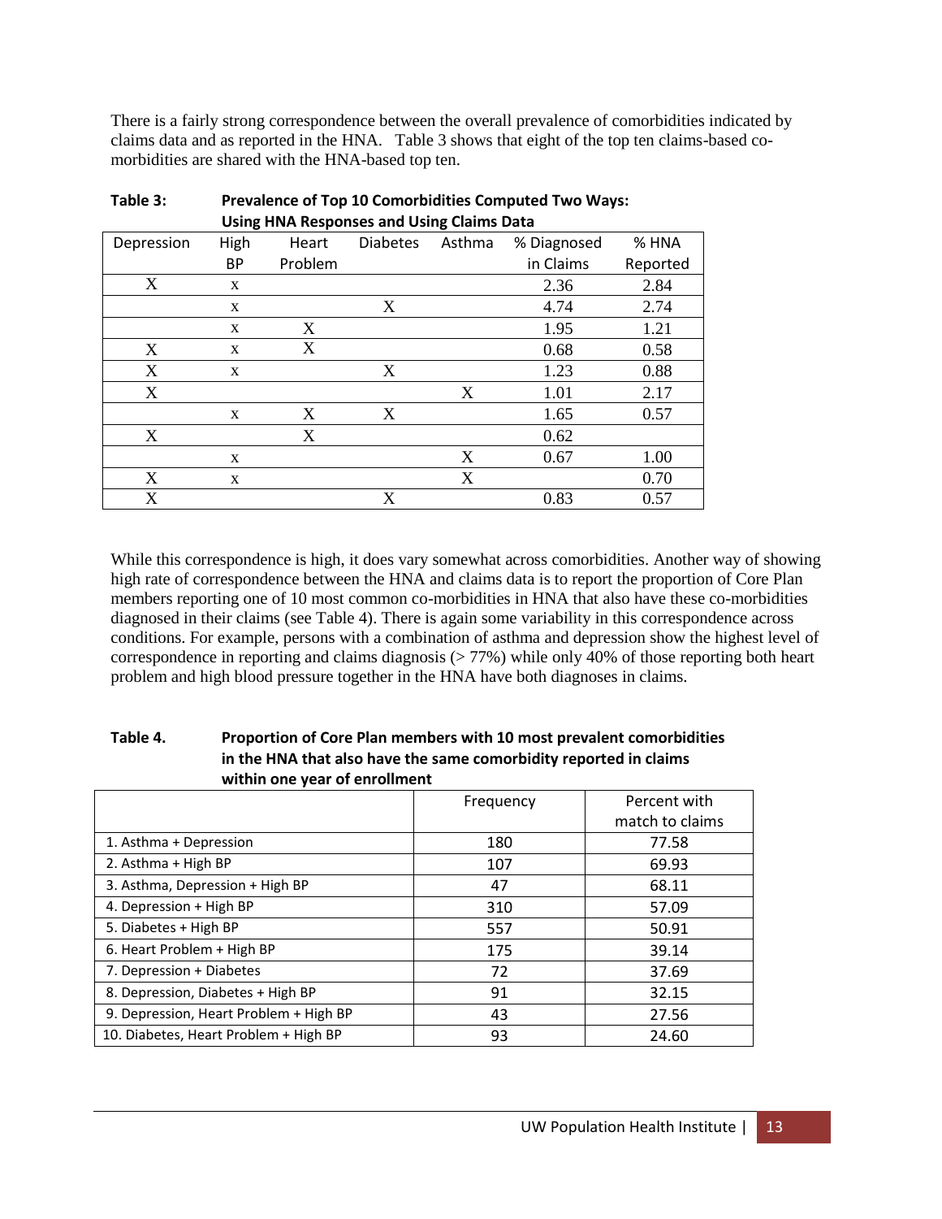There is a fairly strong correspondence between the overall prevalence of comorbidities indicated by claims data and as reported in the HNA. Table 3 shows that eight of the top ten claims-based co-morbidities are shared with the HNA-based top ten.

**Table 3: Prevalence of Top 10 Comorbidities Computed Two Ways: Using HNA Responses and Using Claims Data**

| Depression | High BP | Heart Problem | Diabetes | Asthma | % Diagnosed in Claims | % HNA Reported |
|---|---|---|---|---|---|---|
| X | x | | | | 2.36 | 2.84 |
| | x | | X | | 4.74 | 2.74 |
| | x | X | | | 1.95 | 1.21 |
| X | x | X | | | 0.68 | 0.58 |
| X | x | | X | | 1.23 | 0.88 |
| X | | | | X | 1.01 | 2.17 |
| | x | X | X | | 1.65 | 0.57 |
| X | | X | | | 0.62 | |
| | x | | | X | 0.67 | 1.00 |
| X | x | | | X | | 0.70 |
| X | | | X | | 0.83 | 0.57 |

While this correspondence is high, it does vary somewhat across comorbidities. Another way of showing high rate of correspondence between the HNA and claims data is to report the proportion of Core Plan members reporting one of 10 most common co-morbidities in HNA that also have these co-morbidities diagnosed in their claims (see Table 4). There is again some variability in this correspondence across conditions. For example, persons with a combination of asthma and depression show the highest level of correspondence in reporting and claims diagnosis (> 77%) while only 40% of those reporting both heart problem and high blood pressure together in the HNA have both diagnoses in claims.

**Table 4. Proportion of Core Plan members with 10 most prevalent comorbidities in the HNA that also have the same comorbidity reported in claims within one year of enrollment**

| | Frequency | Percent with match to claims |
|---|---|---|
| 1. Asthma + Depression | 180 | 77.58 |
| 2. Asthma + High BP | 107 | 69.93 |
| 3. Asthma, Depression + High BP | 47 | 68.11 |
| 4. Depression + High BP | 310 | 57.09 |
| 5. Diabetes + High BP | 557 | 50.91 |
| 6. Heart Problem + High BP | 175 | 39.14 |
| 7. Depression + Diabetes | 72 | 37.69 |
| 8. Depression, Diabetes + High BP | 91 | 32.15 |
| 9. Depression, Heart Problem + High BP | 43 | 27.56 |
| 10. Diabetes, Heart Problem + High BP | 93 | 24.60 |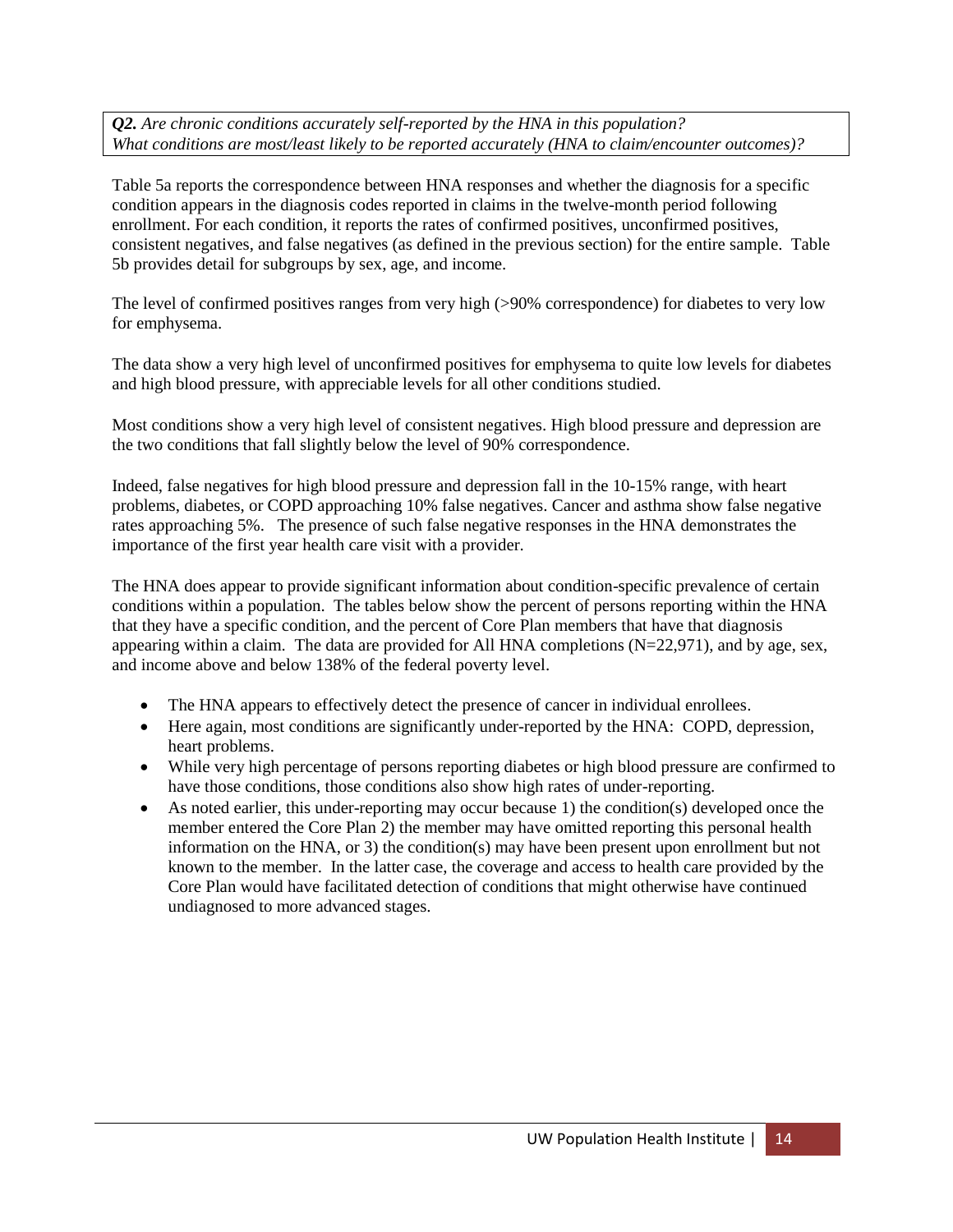*Q2.* ***Are chronic conditions accurately self-reported by the HNA in this population? What conditions are most/least likely to be reported accurately (HNA to claim/encounter outcomes)?***

Table 5a reports the correspondence between HNA responses and whether the diagnosis for a specific condition appears in the diagnosis codes reported in claims in the twelve-month period following enrollment. For each condition, it reports the rates of confirmed positives, unconfirmed positives, consistent negatives, and false negatives (as defined in the previous section) for the entire sample. Table 5b provides detail for subgroups by sex, age, and income.

The level of confirmed positives ranges from very high (>90% correspondence) for diabetes to very low for emphysema.

The data show a very high level of unconfirmed positives for emphysema to quite low levels for diabetes and high blood pressure, with appreciable levels for all other conditions studied.

Most conditions show a very high level of consistent negatives. High blood pressure and depression are the two conditions that fall slightly below the level of 90% correspondence.

Indeed, false negatives for high blood pressure and depression fall in the 10-15% range, with heart problems, diabetes, or COPD approaching 10% false negatives. Cancer and asthma show false negative rates approaching 5%. The presence of such false negative responses in the HNA demonstrates the importance of the first year health care visit with a provider.

The HNA does appear to provide significant information about condition-specific prevalence of certain conditions within a population. The tables below show the percent of persons reporting within the HNA that they have a specific condition, and the percent of Core Plan members that have that diagnosis appearing within a claim. The data are provided for All HNA completions (N=22,971), and by age, sex, and income above and below 138% of the federal poverty level.

- The HNA appears to effectively detect the presence of cancer in individual enrollees.
- Here again, most conditions are significantly under-reported by the HNA: COPD, depression, heart problems.
- While very high percentage of persons reporting diabetes or high blood pressure are confirmed to have those conditions, those conditions also show high rates of under-reporting.
- As noted earlier, this under-reporting may occur because 1) the condition(s) developed once the member entered the Core Plan 2) the member may have omitted reporting this personal health information on the HNA, or 3) the condition(s) may have been present upon enrollment but not known to the member. In the latter case, the coverage and access to health care provided by the Core Plan would have facilitated detection of conditions that might otherwise have continued undiagnosed to more advanced stages.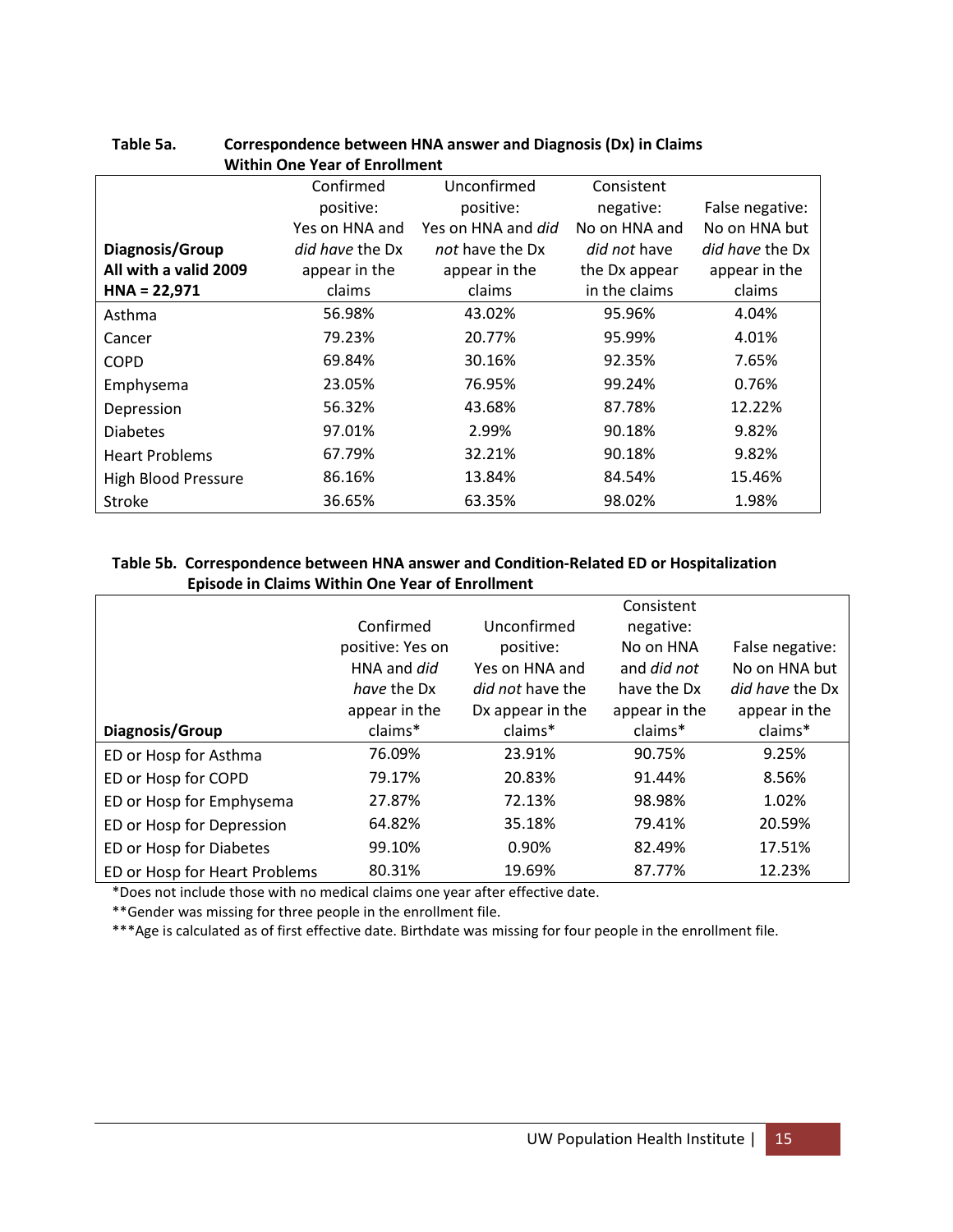**Table 5a. Correspondence between HNA answer and Diagnosis (Dx) in Claims Within One Year of Enrollment**

| Diagnosis/Group<br>All with a valid 2009 HNA = 22,971 | Confirmed positive: Yes on HNA and *did have* the Dx appear in the claims | Unconfirmed positive: Yes on HNA and *did not* have the Dx appear in the claims | Consistent negative: No on HNA and *did not* have the Dx appear in the claims | False negative: No on HNA but *did have* the Dx appear in the claims |
|---|---|---|---|---|
| Asthma | 56.98% | 43.02% | 95.96% | 4.04% |
| Cancer | 79.23% | 20.77% | 95.99% | 4.01% |
| COPD | 69.84% | 30.16% | 92.35% | 7.65% |
| Emphysema | 23.05% | 76.95% | 99.24% | 0.76% |
| Depression | 56.32% | 43.68% | 87.78% | 12.22% |
| Diabetes | 97.01% | 2.99% | 90.18% | 9.82% |
| Heart Problems | 67.79% | 32.21% | 90.18% | 9.82% |
| High Blood Pressure | 86.16% | 13.84% | 84.54% | 15.46% |
| Stroke | 36.65% | 63.35% | 98.02% | 1.98% |

**Table 5b. Correspondence between HNA answer and Condition-Related ED or Hospitalization Episode in Claims Within One Year of Enrollment**

| Diagnosis/Group | Confirmed positive: Yes on HNA and *did have* the Dx appear in the claims* | Unconfirmed positive: Yes on HNA and *did not* have the Dx appear in the claims* | Consistent negative: No on HNA and *did not* have the Dx appear in the claims* | False negative: No on HNA but *did have* the Dx appear in the claims* |
|---|---|---|---|---|
| ED or Hosp for Asthma | 76.09% | 23.91% | 90.75% | 9.25% |
| ED or Hosp for COPD | 79.17% | 20.83% | 91.44% | 8.56% |
| ED or Hosp for Emphysema | 27.87% | 72.13% | 98.98% | 1.02% |
| ED or Hosp for Depression | 64.82% | 35.18% | 79.41% | 20.59% |
| ED or Hosp for Diabetes | 99.10% | 0.90% | 82.49% | 17.51% |
| ED or Hosp for Heart Problems | 80.31% | 19.69% | 87.77% | 12.23% |

*Does not include those with no medical claims one year after effective date.

**Gender was missing for three people in the enrollment file.

***Age is calculated as of first effective date. Birthdate was missing for four people in the enrollment file.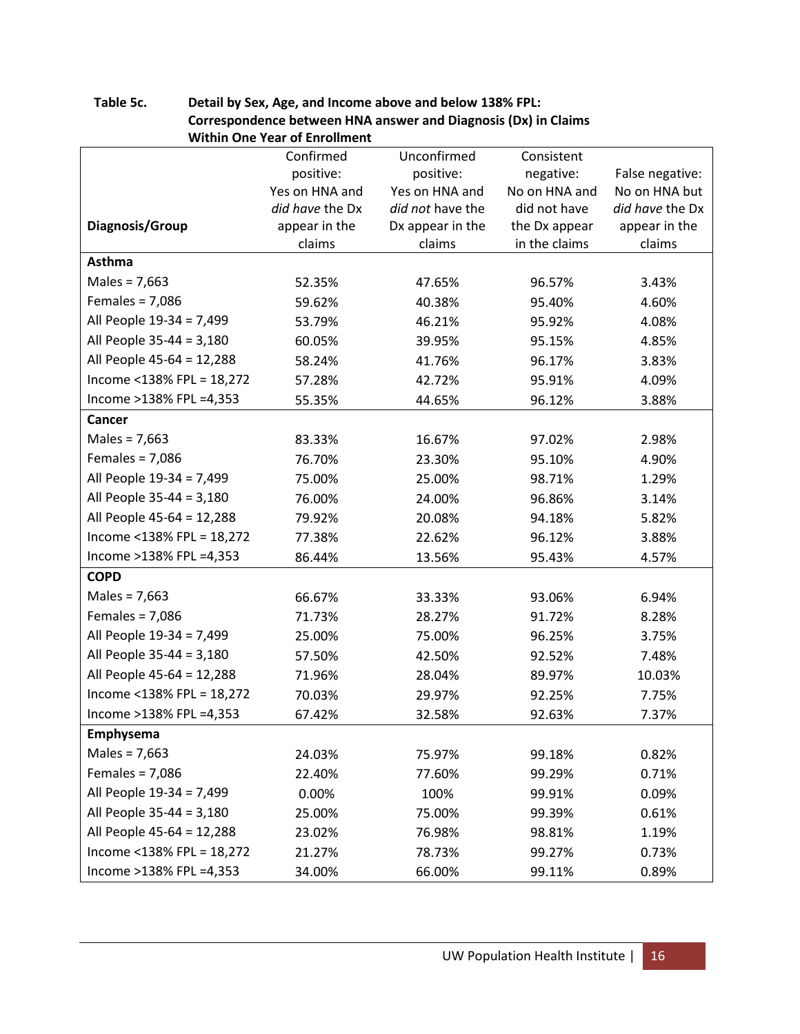**Table 5c. Detail by Sex, Age, and Income above and below 138% FPL: Correspondence between HNA answer and Diagnosis (Dx) in Claims Within One Year of Enrollment**

| Diagnosis/Group | Confirmed positive: Yes on HNA and *did have* the Dx appear in the claims | Unconfirmed positive: Yes on HNA and *did not* have the Dx appear in the claims | Consistent negative: No on HNA and did not have the Dx appear in the claims | False negative: No on HNA but *did have* the Dx appear in the claims |
|---|---|---|---|---|
| **Asthma** | | | | |
| Males = 7,663 | 52.35% | 47.65% | 96.57% | 3.43% |
| Females = 7,086 | 59.62% | 40.38% | 95.40% | 4.60% |
| All People 19-34 = 7,499 | 53.79% | 46.21% | 95.92% | 4.08% |
| All People 35-44 = 3,180 | 60.05% | 39.95% | 95.15% | 4.85% |
| All People 45-64 = 12,288 | 58.24% | 41.76% | 96.17% | 3.83% |
| Income <138% FPL = 18,272 | 57.28% | 42.72% | 95.91% | 4.09% |
| Income >138% FPL =4,353 | 55.35% | 44.65% | 96.12% | 3.88% |
| **Cancer** | | | | |
| Males = 7,663 | 83.33% | 16.67% | 97.02% | 2.98% |
| Females = 7,086 | 76.70% | 23.30% | 95.10% | 4.90% |
| All People 19-34 = 7,499 | 75.00% | 25.00% | 98.71% | 1.29% |
| All People 35-44 = 3,180 | 76.00% | 24.00% | 96.86% | 3.14% |
| All People 45-64 = 12,288 | 79.92% | 20.08% | 94.18% | 5.82% |
| Income <138% FPL = 18,272 | 77.38% | 22.62% | 96.12% | 3.88% |
| Income >138% FPL =4,353 | 86.44% | 13.56% | 95.43% | 4.57% |
| **COPD** | | | | |
| Males = 7,663 | 66.67% | 33.33% | 93.06% | 6.94% |
| Females = 7,086 | 71.73% | 28.27% | 91.72% | 8.28% |
| All People 19-34 = 7,499 | 25.00% | 75.00% | 96.25% | 3.75% |
| All People 35-44 = 3,180 | 57.50% | 42.50% | 92.52% | 7.48% |
| All People 45-64 = 12,288 | 71.96% | 28.04% | 89.97% | 10.03% |
| Income <138% FPL = 18,272 | 70.03% | 29.97% | 92.25% | 7.75% |
| Income >138% FPL =4,353 | 67.42% | 32.58% | 92.63% | 7.37% |
| **Emphysema** | | | | |
| Males = 7,663 | 24.03% | 75.97% | 99.18% | 0.82% |
| Females = 7,086 | 22.40% | 77.60% | 99.29% | 0.71% |
| All People 19-34 = 7,499 | 0.00% | 100% | 99.91% | 0.09% |
| All People 35-44 = 3,180 | 25.00% | 75.00% | 99.39% | 0.61% |
| All People 45-64 = 12,288 | 23.02% | 76.98% | 98.81% | 1.19% |
| Income <138% FPL = 18,272 | 21.27% | 78.73% | 99.27% | 0.73% |
| Income >138% FPL =4,353 | 34.00% | 66.00% | 99.11% | 0.89% |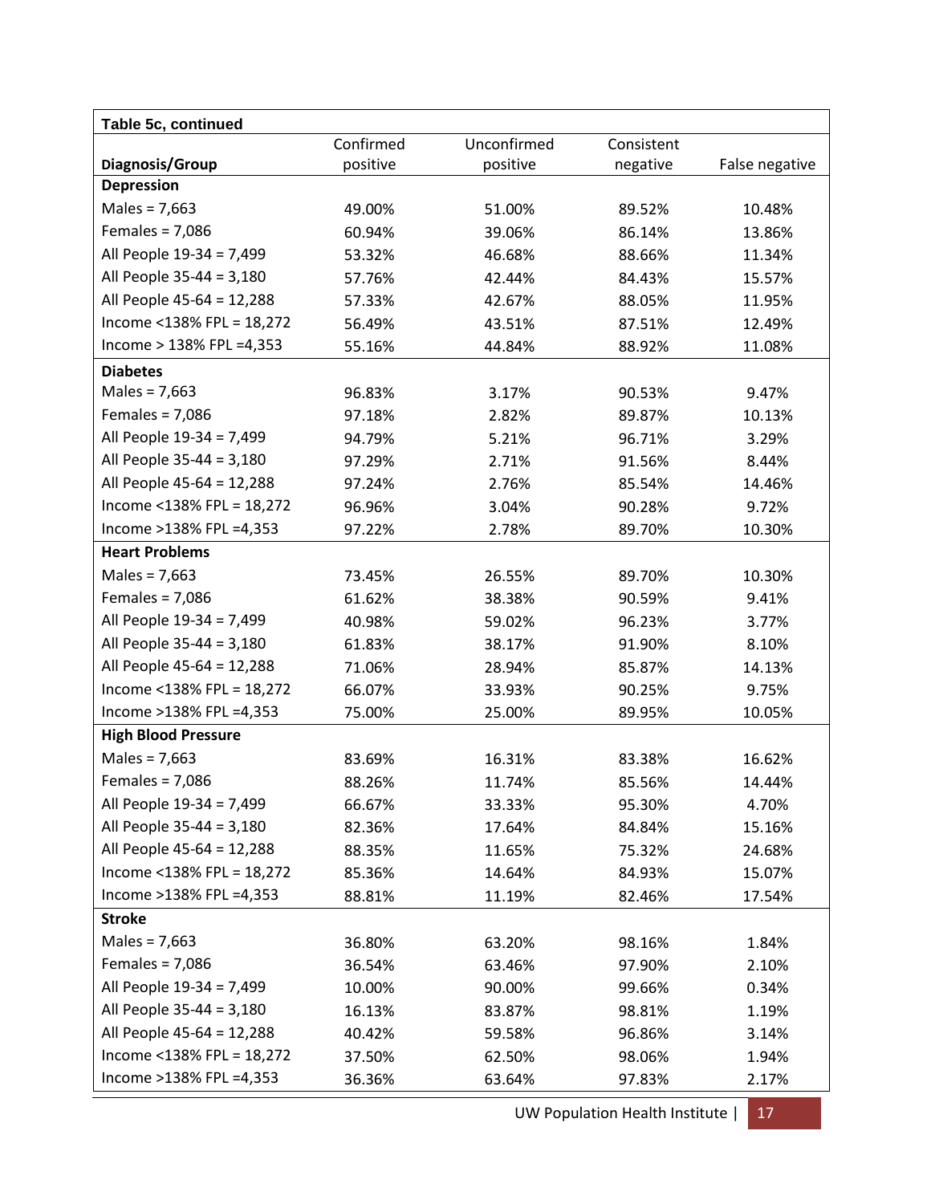**Table 5c, continued**

| Diagnosis/Group | Confirmed positive | Unconfirmed positive | Consistent negative | False negative |
|---|---|---|---|---|
| **Depression** | | | | |
| Males = 7,663 | 49.00% | 51.00% | 89.52% | 10.48% |
| Females = 7,086 | 60.94% | 39.06% | 86.14% | 13.86% |
| All People 19-34 = 7,499 | 53.32% | 46.68% | 88.66% | 11.34% |
| All People 35-44 = 3,180 | 57.76% | 42.44% | 84.43% | 15.57% |
| All People 45-64 = 12,288 | 57.33% | 42.67% | 88.05% | 11.95% |
| Income <138% FPL = 18,272 | 56.49% | 43.51% | 87.51% | 12.49% |
| Income > 138% FPL =4,353 | 55.16% | 44.84% | 88.92% | 11.08% |
| **Diabetes** | | | | |
| Males = 7,663 | 96.83% | 3.17% | 90.53% | 9.47% |
| Females = 7,086 | 97.18% | 2.82% | 89.87% | 10.13% |
| All People 19-34 = 7,499 | 94.79% | 5.21% | 96.71% | 3.29% |
| All People 35-44 = 3,180 | 97.29% | 2.71% | 91.56% | 8.44% |
| All People 45-64 = 12,288 | 97.24% | 2.76% | 85.54% | 14.46% |
| Income <138% FPL = 18,272 | 96.96% | 3.04% | 90.28% | 9.72% |
| Income >138% FPL =4,353 | 97.22% | 2.78% | 89.70% | 10.30% |
| **Heart Problems** | | | | |
| Males = 7,663 | 73.45% | 26.55% | 89.70% | 10.30% |
| Females = 7,086 | 61.62% | 38.38% | 90.59% | 9.41% |
| All People 19-34 = 7,499 | 40.98% | 59.02% | 96.23% | 3.77% |
| All People 35-44 = 3,180 | 61.83% | 38.17% | 91.90% | 8.10% |
| All People 45-64 = 12,288 | 71.06% | 28.94% | 85.87% | 14.13% |
| Income <138% FPL = 18,272 | 66.07% | 33.93% | 90.25% | 9.75% |
| Income >138% FPL =4,353 | 75.00% | 25.00% | 89.95% | 10.05% |
| **High Blood Pressure** | | | | |
| Males = 7,663 | 83.69% | 16.31% | 83.38% | 16.62% |
| Females = 7,086 | 88.26% | 11.74% | 85.56% | 14.44% |
| All People 19-34 = 7,499 | 66.67% | 33.33% | 95.30% | 4.70% |
| All People 35-44 = 3,180 | 82.36% | 17.64% | 84.84% | 15.16% |
| All People 45-64 = 12,288 | 88.35% | 11.65% | 75.32% | 24.68% |
| Income <138% FPL = 18,272 | 85.36% | 14.64% | 84.93% | 15.07% |
| Income >138% FPL =4,353 | 88.81% | 11.19% | 82.46% | 17.54% |
| **Stroke** | | | | |
| Males = 7,663 | 36.80% | 63.20% | 98.16% | 1.84% |
| Females = 7,086 | 36.54% | 63.46% | 97.90% | 2.10% |
| All People 19-34 = 7,499 | 10.00% | 90.00% | 99.66% | 0.34% |
| All People 35-44 = 3,180 | 16.13% | 83.87% | 98.81% | 1.19% |
| All People 45-64 = 12,288 | 40.42% | 59.58% | 96.86% | 3.14% |
| Income <138% FPL = 18,272 | 37.50% | 62.50% | 98.06% | 1.94% |
| Income >138% FPL =4,353 | 36.36% | 63.64% | 97.83% | 2.17% |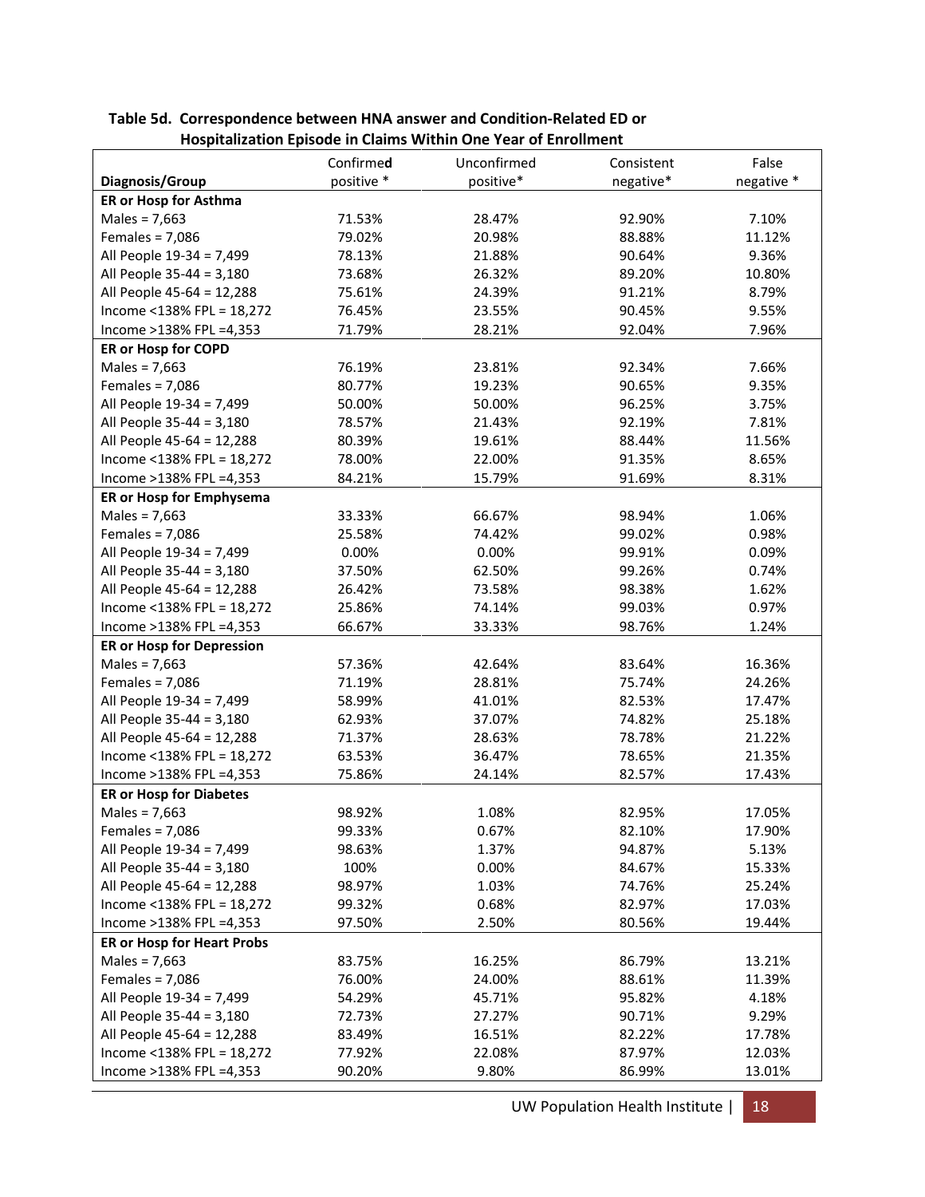**Table 5d. Correspondence between HNA answer and Condition-Related ED or Hospitalization Episode in Claims Within One Year of Enrollment**

| Diagnosis/Group | Confirmed positive * | Unconfirmed positive* | Consistent negative* | False negative * |
|---|---|---|---|---|
| **ER or Hosp for Asthma** | | | | |
| Males = 7,663 | 71.53% | 28.47% | 92.90% | 7.10% |
| Females = 7,086 | 79.02% | 20.98% | 88.88% | 11.12% |
| All People 19-34 = 7,499 | 78.13% | 21.88% | 90.64% | 9.36% |
| All People 35-44 = 3,180 | 73.68% | 26.32% | 89.20% | 10.80% |
| All People 45-64 = 12,288 | 75.61% | 24.39% | 91.21% | 8.79% |
| Income <138% FPL = 18,272 | 76.45% | 23.55% | 90.45% | 9.55% |
| Income >138% FPL =4,353 | 71.79% | 28.21% | 92.04% | 7.96% |
| **ER or Hosp for COPD** | | | | |
| Males = 7,663 | 76.19% | 23.81% | 92.34% | 7.66% |
| Females = 7,086 | 80.77% | 19.23% | 90.65% | 9.35% |
| All People 19-34 = 7,499 | 50.00% | 50.00% | 96.25% | 3.75% |
| All People 35-44 = 3,180 | 78.57% | 21.43% | 92.19% | 7.81% |
| All People 45-64 = 12,288 | 80.39% | 19.61% | 88.44% | 11.56% |
| Income <138% FPL = 18,272 | 78.00% | 22.00% | 91.35% | 8.65% |
| Income >138% FPL =4,353 | 84.21% | 15.79% | 91.69% | 8.31% |
| **ER or Hosp for Emphysema** | | | | |
| Males = 7,663 | 33.33% | 66.67% | 98.94% | 1.06% |
| Females = 7,086 | 25.58% | 74.42% | 99.02% | 0.98% |
| All People 19-34 = 7,499 | 0.00% | 0.00% | 99.91% | 0.09% |
| All People 35-44 = 3,180 | 37.50% | 62.50% | 99.26% | 0.74% |
| All People 45-64 = 12,288 | 26.42% | 73.58% | 98.38% | 1.62% |
| Income <138% FPL = 18,272 | 25.86% | 74.14% | 99.03% | 0.97% |
| Income >138% FPL =4,353 | 66.67% | 33.33% | 98.76% | 1.24% |
| **ER or Hosp for Depression** | | | | |
| Males = 7,663 | 57.36% | 42.64% | 83.64% | 16.36% |
| Females = 7,086 | 71.19% | 28.81% | 75.74% | 24.26% |
| All People 19-34 = 7,499 | 58.99% | 41.01% | 82.53% | 17.47% |
| All People 35-44 = 3,180 | 62.93% | 37.07% | 74.82% | 25.18% |
| All People 45-64 = 12,288 | 71.37% | 28.63% | 78.78% | 21.22% |
| Income <138% FPL = 18,272 | 63.53% | 36.47% | 78.65% | 21.35% |
| Income >138% FPL =4,353 | 75.86% | 24.14% | 82.57% | 17.43% |
| **ER or Hosp for Diabetes** | | | | |
| Males = 7,663 | 98.92% | 1.08% | 82.95% | 17.05% |
| Females = 7,086 | 99.33% | 0.67% | 82.10% | 17.90% |
| All People 19-34 = 7,499 | 98.63% | 1.37% | 94.87% | 5.13% |
| All People 35-44 = 3,180 | 100% | 0.00% | 84.67% | 15.33% |
| All People 45-64 = 12,288 | 98.97% | 1.03% | 74.76% | 25.24% |
| Income <138% FPL = 18,272 | 99.32% | 0.68% | 82.97% | 17.03% |
| Income >138% FPL =4,353 | 97.50% | 2.50% | 80.56% | 19.44% |
| **ER or Hosp for Heart Probs** | | | | |
| Males = 7,663 | 83.75% | 16.25% | 86.79% | 13.21% |
| Females = 7,086 | 76.00% | 24.00% | 88.61% | 11.39% |
| All People 19-34 = 7,499 | 54.29% | 45.71% | 95.82% | 4.18% |
| All People 35-44 = 3,180 | 72.73% | 27.27% | 90.71% | 9.29% |
| All People 45-64 = 12,288 | 83.49% | 16.51% | 82.22% | 17.78% |
| Income <138% FPL = 18,272 | 77.92% | 22.08% | 87.97% | 12.03% |
| Income >138% FPL =4,353 | 90.20% | 9.80% | 86.99% | 13.01% |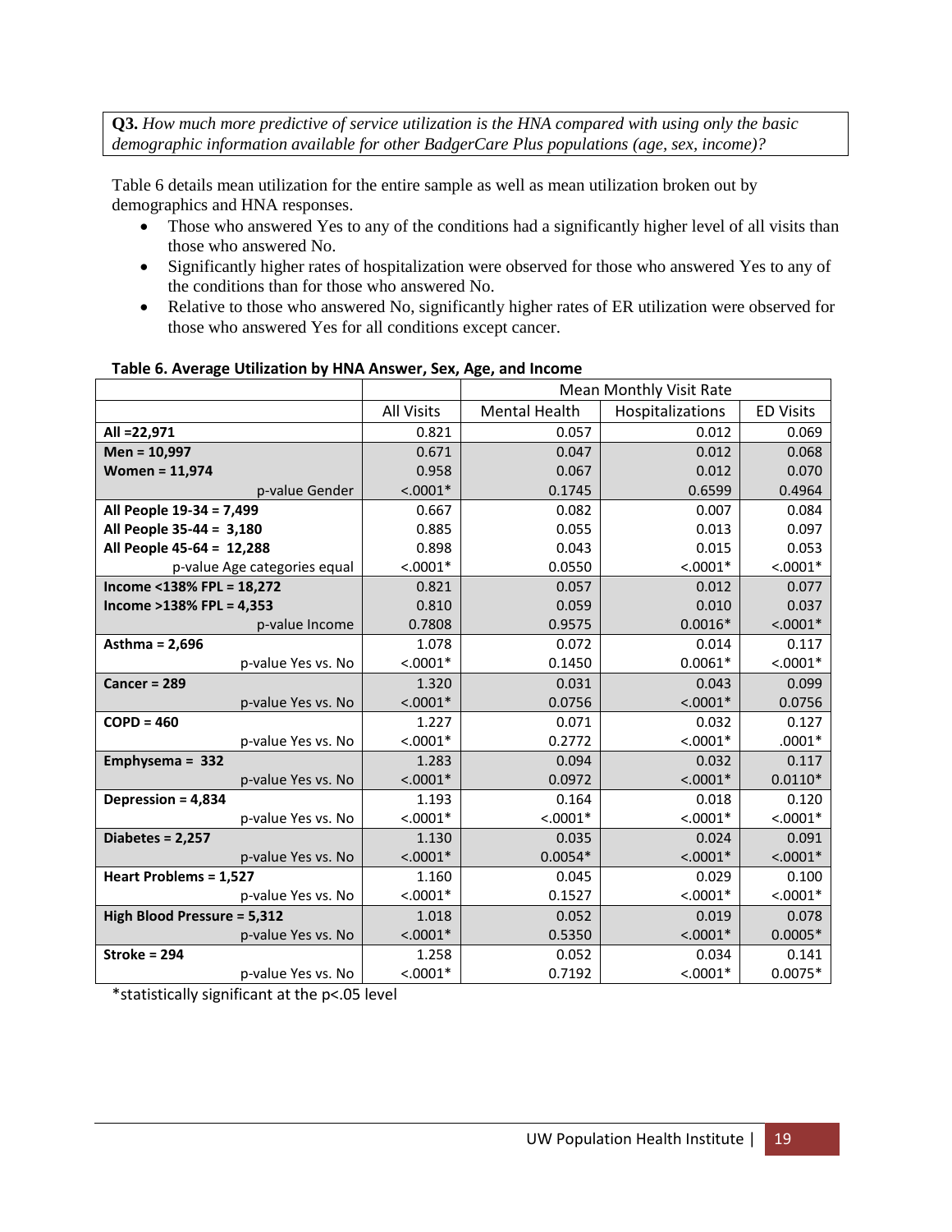**Q3.** *How much more predictive of service utilization is the HNA compared with using only the basic demographic information available for other BadgerCare Plus populations (age, sex, income)?*

Table 6 details mean utilization for the entire sample as well as mean utilization broken out by demographics and HNA responses.

- Those who answered Yes to any of the conditions had a significantly higher level of all visits than those who answered No.
- Significantly higher rates of hospitalization were observed for those who answered Yes to any of the conditions than for those who answered No.
- Relative to those who answered No, significantly higher rates of ER utilization were observed for those who answered Yes for all conditions except cancer.

**Table 6. Average Utilization by HNA Answer, Sex, Age, and Income**

| | Mean Monthly Visit Rate | | | |
|---|---|---|---|---|
| | All Visits | Mental Health | Hospitalizations | ED Visits |
| **All =22,971** | 0.821 | 0.057 | 0.012 | 0.069 |
| **Men = 10,997** | 0.671 | 0.047 | 0.012 | 0.068 |
| **Women = 11,974** | 0.958 | 0.067 | 0.012 | 0.070 |
| p-value Gender | <.0001* | 0.1745 | 0.6599 | 0.4964 |
| **All People 19-34 = 7,499** | 0.667 | 0.082 | 0.007 | 0.084 |
| **All People 35-44 = 3,180** | 0.885 | 0.055 | 0.013 | 0.097 |
| **All People 45-64 = 12,288** | 0.898 | 0.043 | 0.015 | 0.053 |
| p-value Age categories equal | <.0001* | 0.0550 | <.0001* | <.0001* |
| **Income <138% FPL = 18,272** | 0.821 | 0.057 | 0.012 | 0.077 |
| **Income >138% FPL = 4,353** | 0.810 | 0.059 | 0.010 | 0.037 |
| p-value Income | 0.7808 | 0.9575 | 0.0016* | <.0001* |
| **Asthma = 2,696** | 1.078 | 0.072 | 0.014 | 0.117 |
| p-value Yes vs. No | <.0001* | 0.1450 | 0.0061* | <.0001* |
| **Cancer = 289** | 1.320 | 0.031 | 0.043 | 0.099 |
| p-value Yes vs. No | <.0001* | 0.0756 | <.0001* | 0.0756 |
| **COPD = 460** | 1.227 | 0.071 | 0.032 | 0.127 |
| p-value Yes vs. No | <.0001* | 0.2772 | <.0001* | .0001* |
| **Emphysema = 332** | 1.283 | 0.094 | 0.032 | 0.117 |
| p-value Yes vs. No | <.0001* | 0.0972 | <.0001* | 0.0110* |
| **Depression = 4,834** | 1.193 | 0.164 | 0.018 | 0.120 |
| p-value Yes vs. No | <.0001* | <.0001* | <.0001* | <.0001* |
| **Diabetes = 2,257** | 1.130 | 0.035 | 0.024 | 0.091 |
| p-value Yes vs. No | <.0001* | 0.0054* | <.0001* | <.0001* |
| **Heart Problems = 1,527** | 1.160 | 0.045 | 0.029 | 0.100 |
| p-value Yes vs. No | <.0001* | 0.1527 | <.0001* | <.0001* |
| **High Blood Pressure = 5,312** | 1.018 | 0.052 | 0.019 | 0.078 |
| p-value Yes vs. No | <.0001* | 0.5350 | <.0001* | 0.0005* |
| **Stroke = 294** | 1.258 | 0.052 | 0.034 | 0.141 |
| p-value Yes vs. No | <.0001* | 0.7192 | <.0001* | 0.0075* |

*statistically significant at the p<.05 level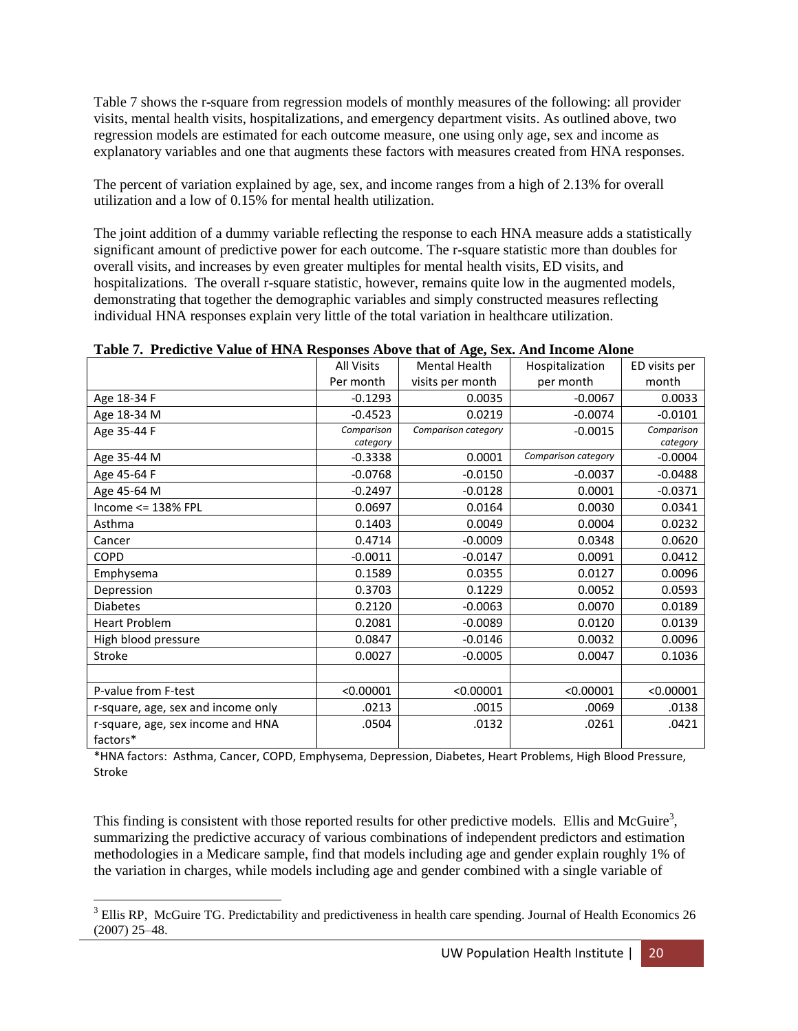Table 7 shows the r-square from regression models of monthly measures of the following: all provider visits, mental health visits, hospitalizations, and emergency department visits. As outlined above, two regression models are estimated for each outcome measure, one using only age, sex and income as explanatory variables and one that augments these factors with measures created from HNA responses.

The percent of variation explained by age, sex, and income ranges from a high of 2.13% for overall utilization and a low of 0.15% for mental health utilization.

The joint addition of a dummy variable reflecting the response to each HNA measure adds a statistically significant amount of predictive power for each outcome. The r-square statistic more than doubles for overall visits, and increases by even greater multiples for mental health visits, ED visits, and hospitalizations. The overall r-square statistic, however, remains quite low in the augmented models, demonstrating that together the demographic variables and simply constructed measures reflecting individual HNA responses explain very little of the total variation in healthcare utilization.

**Table 7. Predictive Value of HNA Responses Above that of Age, Sex. And Income Alone**

| | All Visits Per month | Mental Health visits per month | Hospitalization per month | ED visits per month |
|---|---|---|---|---|
| Age 18-34 F | -0.1293 | 0.0035 | -0.0067 | 0.0033 |
| Age 18-34 M | -0.4523 | 0.0219 | -0.0074 | -0.0101 |
| Age 35-44 F | *Comparison category* | *Comparison category* | -0.0015 | *Comparison category* |
| Age 35-44 M | -0.3338 | 0.0001 | *Comparison category* | -0.0004 |
| Age 45-64 F | -0.0768 | -0.0150 | -0.0037 | -0.0488 |
| Age 45-64 M | -0.2497 | -0.0128 | 0.0001 | -0.0371 |
| Income <= 138% FPL | 0.0697 | 0.0164 | 0.0030 | 0.0341 |
| Asthma | 0.1403 | 0.0049 | 0.0004 | 0.0232 |
| Cancer | 0.4714 | -0.0009 | 0.0348 | 0.0620 |
| COPD | -0.0011 | -0.0147 | 0.0091 | 0.0412 |
| Emphysema | 0.1589 | 0.0355 | 0.0127 | 0.0096 |
| Depression | 0.3703 | 0.1229 | 0.0052 | 0.0593 |
| Diabetes | 0.2120 | -0.0063 | 0.0070 | 0.0189 |
| Heart Problem | 0.2081 | -0.0089 | 0.0120 | 0.0139 |
| High blood pressure | 0.0847 | -0.0146 | 0.0032 | 0.0096 |
| Stroke | 0.0027 | -0.0005 | 0.0047 | 0.1036 |
| | | | | |
| P-value from F-test | <0.00001 | <0.00001 | <0.00001 | <0.00001 |
| r-square, age, sex and income only | .0213 | .0015 | .0069 | .0138 |
| r-square, age, sex income and HNA factors* | .0504 | .0132 | .0261 | .0421 |

*HNA factors: Asthma, Cancer, COPD, Emphysema, Depression, Diabetes, Heart Problems, High Blood Pressure, Stroke

This finding is consistent with those reported results for other predictive models. Ellis and McGuire[3], summarizing the predictive accuracy of various combinations of independent predictors and estimation methodologies in a Medicare sample, find that models including age and gender explain roughly 1% of the variation in charges, while models including age and gender combined with a single variable of

[3] Ellis RP, McGuire TG. Predictability and predictiveness in health care spending. Journal of Health Economics 26 (2007) 25–48.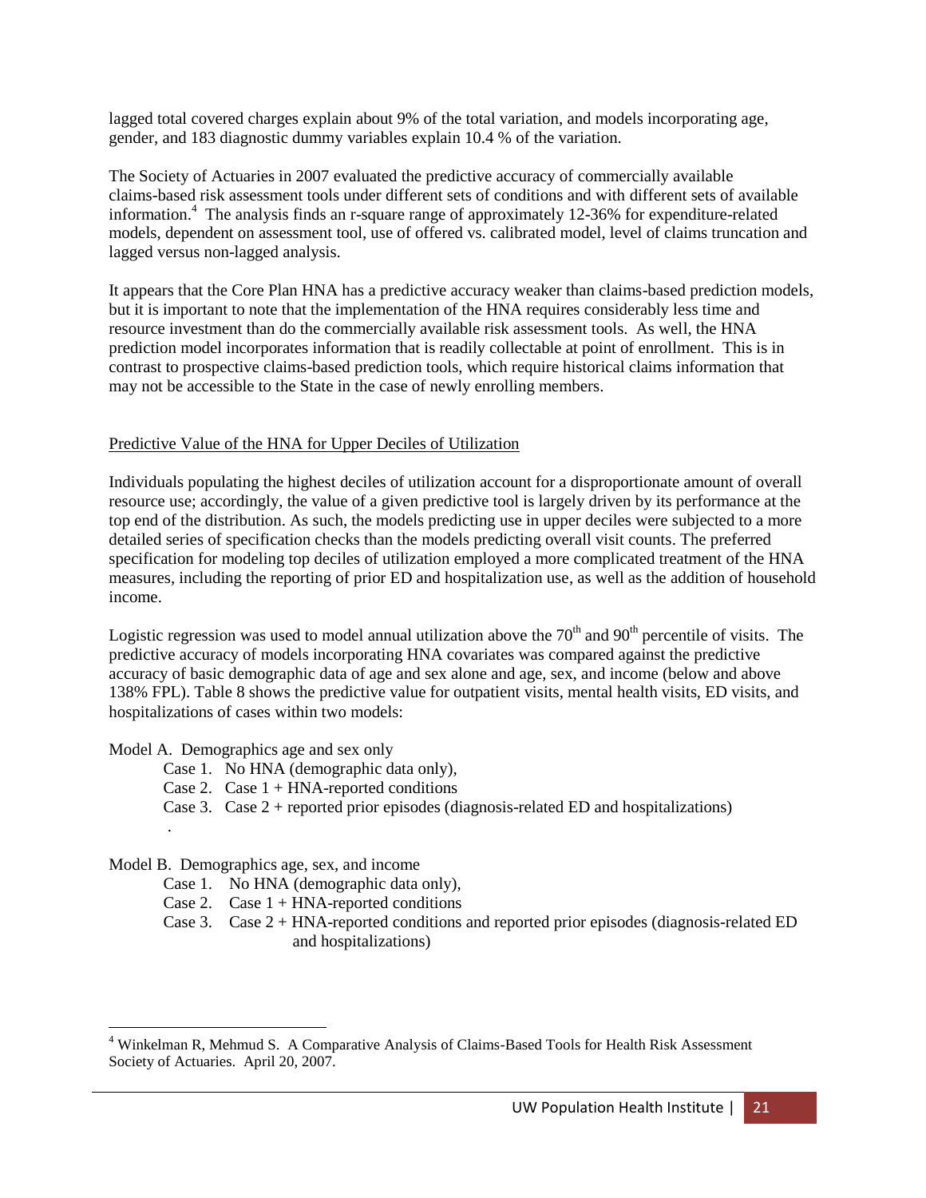lagged total covered charges explain about 9% of the total variation, and models incorporating age, gender, and 183 diagnostic dummy variables explain 10.4 % of the variation.

The Society of Actuaries in 2007 evaluated the predictive accuracy of commercially available claims-based risk assessment tools under different sets of conditions and with different sets of available information.[4] The analysis finds an r-square range of approximately 12-36% for expenditure-related models, dependent on assessment tool, use of offered vs. calibrated model, level of claims truncation and lagged versus non-lagged analysis.

It appears that the Core Plan HNA has a predictive accuracy weaker than claims-based prediction models, but it is important to note that the implementation of the HNA requires considerably less time and resource investment than do the commercially available risk assessment tools. As well, the HNA prediction model incorporates information that is readily collectable at point of enrollment. This is in contrast to prospective claims-based prediction tools, which require historical claims information that may not be accessible to the State in the case of newly enrolling members.

<u>Predictive Value of the HNA for Upper Deciles of Utilization</u>

Individuals populating the highest deciles of utilization account for a disproportionate amount of overall resource use; accordingly, the value of a given predictive tool is largely driven by its performance at the top end of the distribution. As such, the models predicting use in upper deciles were subjected to a more detailed series of specification checks than the models predicting overall visit counts. The preferred specification for modeling top deciles of utilization employed a more complicated treatment of the HNA measures, including the reporting of prior ED and hospitalization use, as well as the addition of household income.

Logistic regression was used to model annual utilization above the 70th and 90th percentile of visits. The predictive accuracy of models incorporating HNA covariates was compared against the predictive accuracy of basic demographic data of age and sex alone and age, sex, and income (below and above 138% FPL). Table 8 shows the predictive value for outpatient visits, mental health visits, ED visits, and hospitalizations of cases within two models:

Model A. Demographics age and sex only

- Case 1. No HNA (demographic data only),
- Case 2. Case 1 + HNA-reported conditions
- Case 3. Case 2 + reported prior episodes (diagnosis-related ED and hospitalizations)

Model B. Demographics age, sex, and income

- Case 1. No HNA (demographic data only),
- Case 2. Case 1 + HNA-reported conditions
- Case 3. Case 2 + HNA-reported conditions and reported prior episodes (diagnosis-related ED and hospitalizations)

---

[4] Winkelman R, Mehmud S. A Comparative Analysis of Claims-Based Tools for Health Risk Assessment Society of Actuaries. April 20, 2007.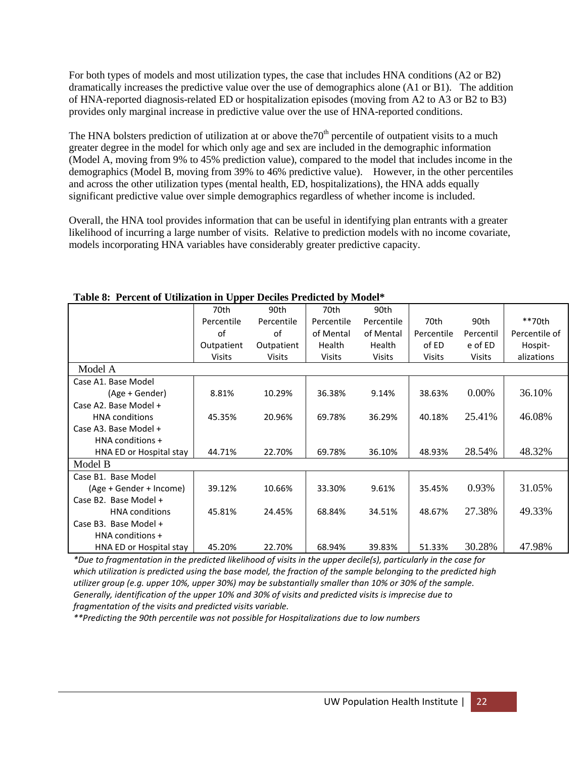For both types of models and most utilization types, the case that includes HNA conditions (A2 or B2) dramatically increases the predictive value over the use of demographics alone (A1 or B1). The addition of HNA-reported diagnosis-related ED or hospitalization episodes (moving from A2 to A3 or B2 to B3) provides only marginal increase in predictive value over the use of HNA-reported conditions.

The HNA bolsters prediction of utilization at or above the70[th] percentile of outpatient visits to a much greater degree in the model for which only age and sex are included in the demographic information (Model A, moving from 9% to 45% prediction value), compared to the model that includes income in the demographics (Model B, moving from 39% to 46% predictive value). However, in the other percentiles and across the other utilization types (mental health, ED, hospitalizations), the HNA adds equally significant predictive value over simple demographics regardless of whether income is included.

Overall, the HNA tool provides information that can be useful in identifying plan entrants with a greater likelihood of incurring a large number of visits. Relative to prediction models with no income covariate, models incorporating HNA variables have considerably greater predictive capacity.

**Table 8: Percent of Utilization in Upper Deciles Predicted by Model***

| | 70th Percentile of Outpatient Visits | 90th Percentile of Outpatient Visits | 70th Percentile of Mental Health Visits | 90th Percentile of Mental Health Visits | 70th Percentile of ED Visits | 90th Percentile of ED Visits | **70th Percentile of Hospit-alizations |
|---|---|---|---|---|---|---|---|
| Model A | | | | | | | |
| Case A1. Base Model (Age + Gender) | 8.81% | 10.29% | 36.38% | 9.14% | 38.63% | 0.00% | 36.10% |
| Case A2. Base Model + HNA conditions | 45.35% | 20.96% | 69.78% | 36.29% | 40.18% | 25.41% | 46.08% |
| Case A3. Base Model + HNA conditions + HNA ED or Hospital stay | 44.71% | 22.70% | 69.78% | 36.10% | 48.93% | 28.54% | 48.32% |
| Model B | | | | | | | |
| Case B1. Base Model (Age + Gender + Income) | 39.12% | 10.66% | 33.30% | 9.61% | 35.45% | 0.93% | 31.05% |
| Case B2. Base Model + HNA conditions | 45.81% | 24.45% | 68.84% | 34.51% | 48.67% | 27.38% | 49.33% |
| Case B3. Base Model + HNA conditions + HNA ED or Hospital stay | 45.20% | 22.70% | 68.94% | 39.83% | 51.33% | 30.28% | 47.98% |

*\*Due to fragmentation in the predicted likelihood of visits in the upper decile(s), particularly in the case for which utilization is predicted using the base model, the fraction of the sample belonging to the predicted high utilizer group (e.g. upper 10%, upper 30%) may be substantially smaller than 10% or 30% of the sample. Generally, identification of the upper 10% and 30% of visits and predicted visits is imprecise due to fragmentation of the visits and predicted visits variable.*

*\*\*Predicting the 90th percentile was not possible for Hospitalizations due to low numbers*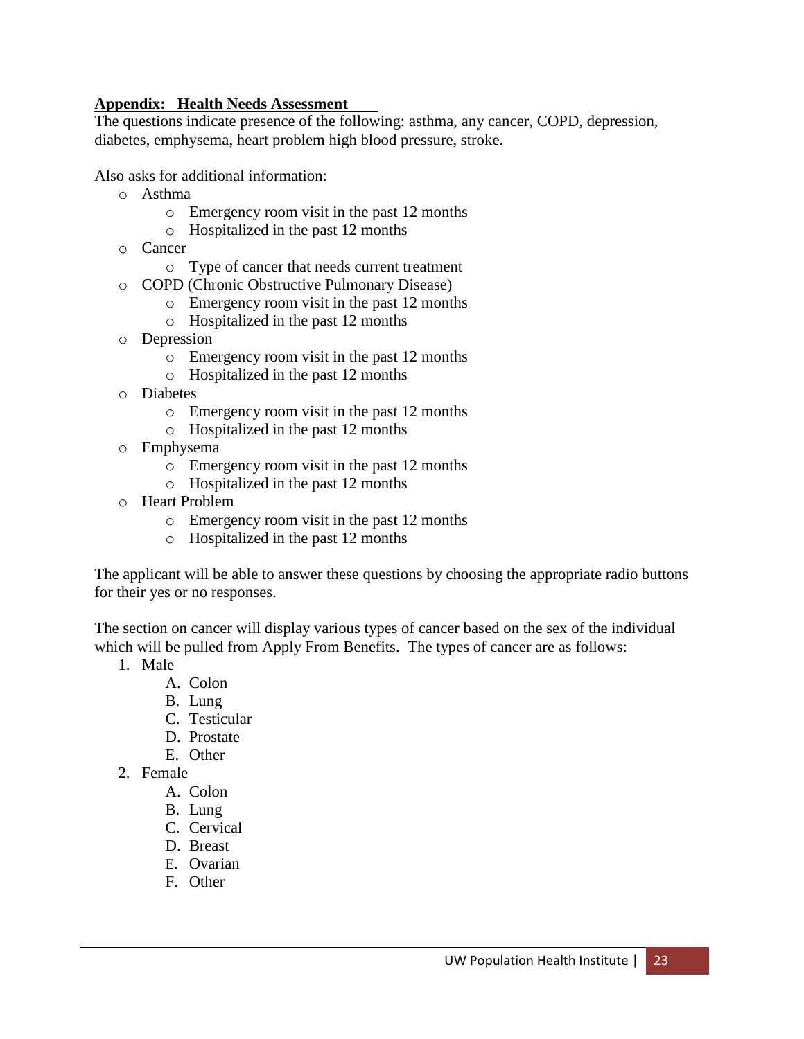**Appendix: Health Needs Assessment**

The questions indicate presence of the following: asthma, any cancer, COPD, depression, diabetes, emphysema, heart problem high blood pressure, stroke.

Also asks for additional information:

- Asthma
  - Emergency room visit in the past 12 months
  - Hospitalized in the past 12 months
- Cancer
  - Type of cancer that needs current treatment
- COPD (Chronic Obstructive Pulmonary Disease)
  - Emergency room visit in the past 12 months
  - Hospitalized in the past 12 months
- Depression
  - Emergency room visit in the past 12 months
  - Hospitalized in the past 12 months
- Diabetes
  - Emergency room visit in the past 12 months
  - Hospitalized in the past 12 months
- Emphysema
  - Emergency room visit in the past 12 months
  - Hospitalized in the past 12 months
- Heart Problem
  - Emergency room visit in the past 12 months
  - Hospitalized in the past 12 months

The applicant will be able to answer these questions by choosing the appropriate radio buttons for their yes or no responses.

The section on cancer will display various types of cancer based on the sex of the individual which will be pulled from Apply From Benefits. The types of cancer are as follows:

1. Male
   A. Colon
   B. Lung
   C. Testicular
   D. Prostate
   E. Other
2. Female
   A. Colon
   B. Lung
   C. Cervical
   D. Breast
   E. Ovarian
   F. Other